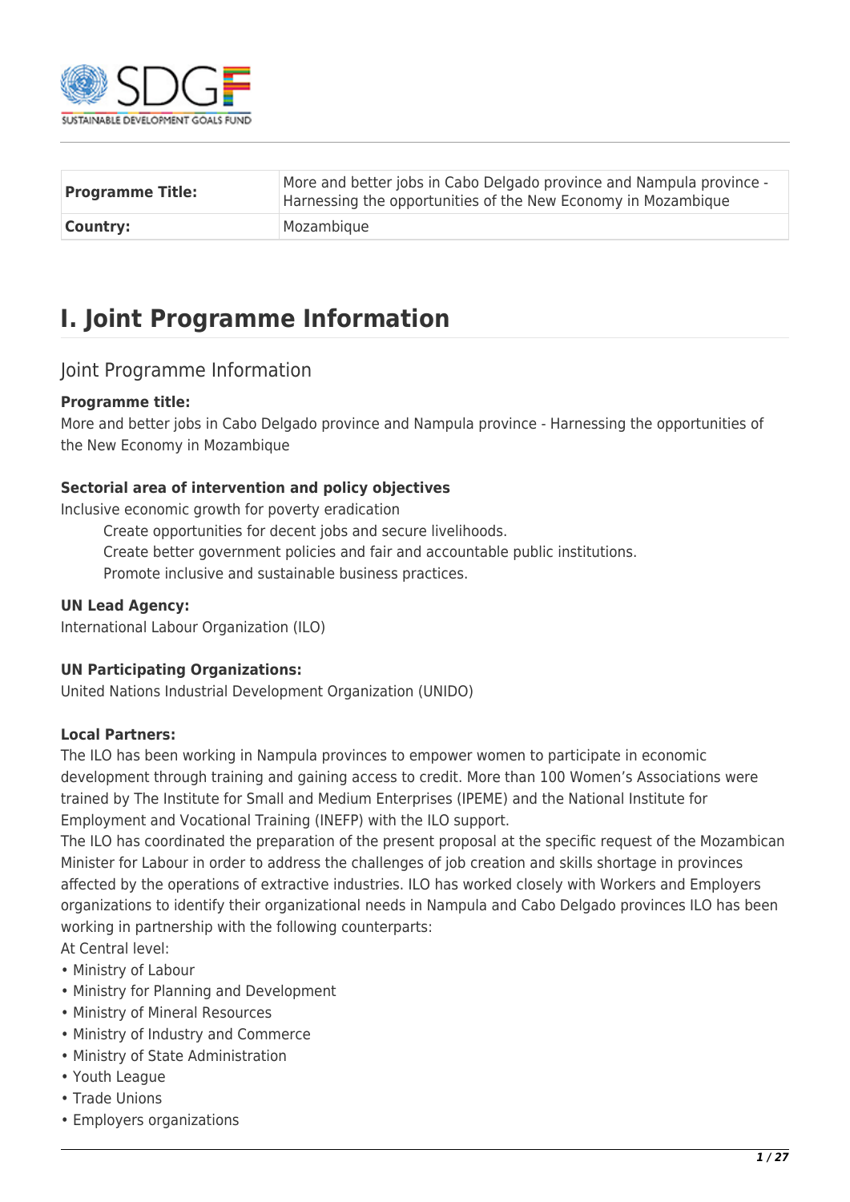| Programme Title: | More and better jobs in Cabo Delgado province and Nampula province - Harnessing the opportunities of the New Economy in Mozambique |
|---|---|
| Country: | Mozambique |

# I. Joint Programme Information

## Joint Programme Information

**Programme title:**
More and better jobs in Cabo Delgado province and Nampula province - Harnessing the opportunities of the New Economy in Mozambique

**Sectorial area of intervention and policy objectives**
Inclusive economic growth for poverty eradication

Create opportunities for decent jobs and secure livelihoods.
Create better government policies and fair and accountable public institutions.
Promote inclusive and sustainable business practices.

**UN Lead Agency:**
International Labour Organization (ILO)

**UN Participating Organizations:**
United Nations Industrial Development Organization (UNIDO)

**Local Partners:**
The ILO has been working in Nampula provinces to empower women to participate in economic development through training and gaining access to credit. More than 100 Women's Associations were trained by The Institute for Small and Medium Enterprises (IPEME) and the National Institute for Employment and Vocational Training (INEFP) with the ILO support.
The ILO has coordinated the preparation of the present proposal at the specific request of the Mozambican Minister for Labour in order to address the challenges of job creation and skills shortage in provinces affected by the operations of extractive industries. ILO has worked closely with Workers and Employers organizations to identify their organizational needs in Nampula and Cabo Delgado provinces ILO has been working in partnership with the following counterparts:
At Central level:

- Ministry of Labour
- Ministry for Planning and Development
- Ministry of Mineral Resources
- Ministry of Industry and Commerce
- Ministry of State Administration
- Youth League
- Trade Unions
- Employers organizations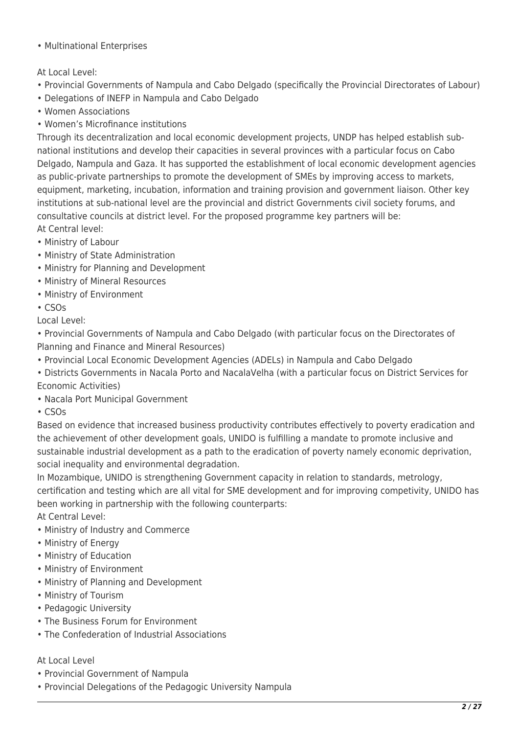- Multinational Enterprises

At Local Level:

- Provincial Governments of Nampula and Cabo Delgado (specifically the Provincial Directorates of Labour)
- Delegations of INEFP in Nampula and Cabo Delgado
- Women Associations
- Women's Microfinance institutions

Through its decentralization and local economic development projects, UNDP has helped establish sub-national institutions and develop their capacities in several provinces with a particular focus on Cabo Delgado, Nampula and Gaza. It has supported the establishment of local economic development agencies as public-private partnerships to promote the development of SMEs by improving access to markets, equipment, marketing, incubation, information and training provision and government liaison. Other key institutions at sub-national level are the provincial and district Governments civil society forums, and consultative councils at district level. For the proposed programme key partners will be:

At Central level:

- Ministry of Labour
- Ministry of State Administration
- Ministry for Planning and Development
- Ministry of Mineral Resources
- Ministry of Environment
- CSOs

Local Level:

- Provincial Governments of Nampula and Cabo Delgado (with particular focus on the Directorates of Planning and Finance and Mineral Resources)
- Provincial Local Economic Development Agencies (ADELs) in Nampula and Cabo Delgado
- Districts Governments in Nacala Porto and NacalaVelha (with a particular focus on District Services for Economic Activities)
- Nacala Port Municipal Government
- CSOs

Based on evidence that increased business productivity contributes effectively to poverty eradication and the achievement of other development goals, UNIDO is fulfilling a mandate to promote inclusive and sustainable industrial development as a path to the eradication of poverty namely economic deprivation, social inequality and environmental degradation.

In Mozambique, UNIDO is strengthening Government capacity in relation to standards, metrology, certification and testing which are all vital for SME development and for improving competivity, UNIDO has been working in partnership with the following counterparts:

At Central Level:

- Ministry of Industry and Commerce
- Ministry of Energy
- Ministry of Education
- Ministry of Environment
- Ministry of Planning and Development
- Ministry of Tourism
- Pedagogic University
- The Business Forum for Environment
- The Confederation of Industrial Associations

At Local Level

- Provincial Government of Nampula
- Provincial Delegations of the Pedagogic University Nampula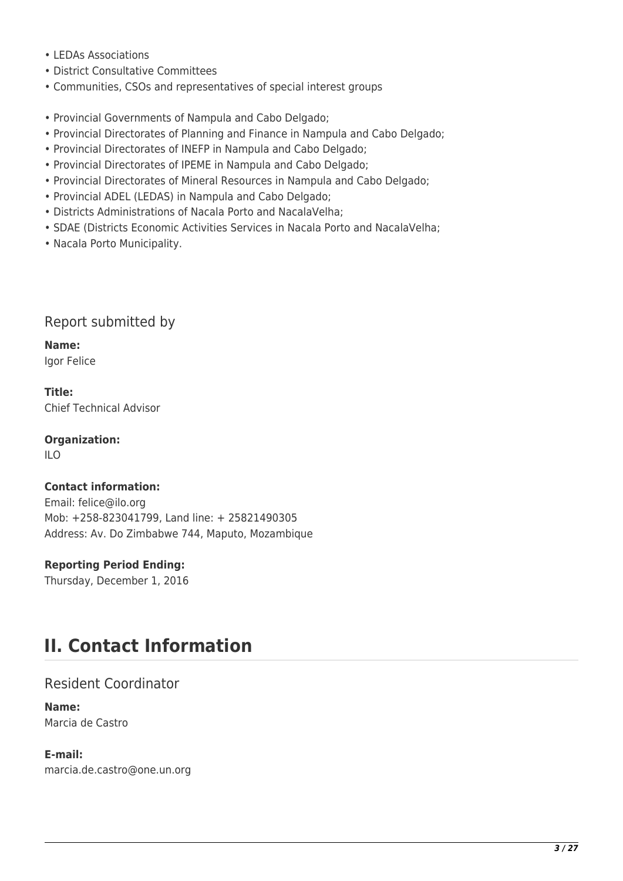- LEDAs Associations
- District Consultative Committees
- Communities, CSOs and representatives of special interest groups

- Provincial Governments of Nampula and Cabo Delgado;
- Provincial Directorates of Planning and Finance in Nampula and Cabo Delgado;
- Provincial Directorates of INEFP in Nampula and Cabo Delgado;
- Provincial Directorates of IPEME in Nampula and Cabo Delgado;
- Provincial Directorates of Mineral Resources in Nampula and Cabo Delgado;
- Provincial ADEL (LEDAS) in Nampula and Cabo Delgado;
- Districts Administrations of Nacala Porto and NacalaVelha;
- SDAE (Districts Economic Activities Services in Nacala Porto and NacalaVelha;
- Nacala Porto Municipality.

### Report submitted by

**Name:**
Igor Felice

**Title:**
Chief Technical Advisor

**Organization:**
ILO

**Contact information:**
Email: felice@ilo.org
Mob: +258-823041799, Land line: + 25821490305
Address: Av. Do Zimbabwe 744, Maputo, Mozambique

**Reporting Period Ending:**
Thursday, December 1, 2016

## II. Contact Information

### Resident Coordinator

**Name:**
Marcia de Castro

**E-mail:**
marcia.de.castro@one.un.org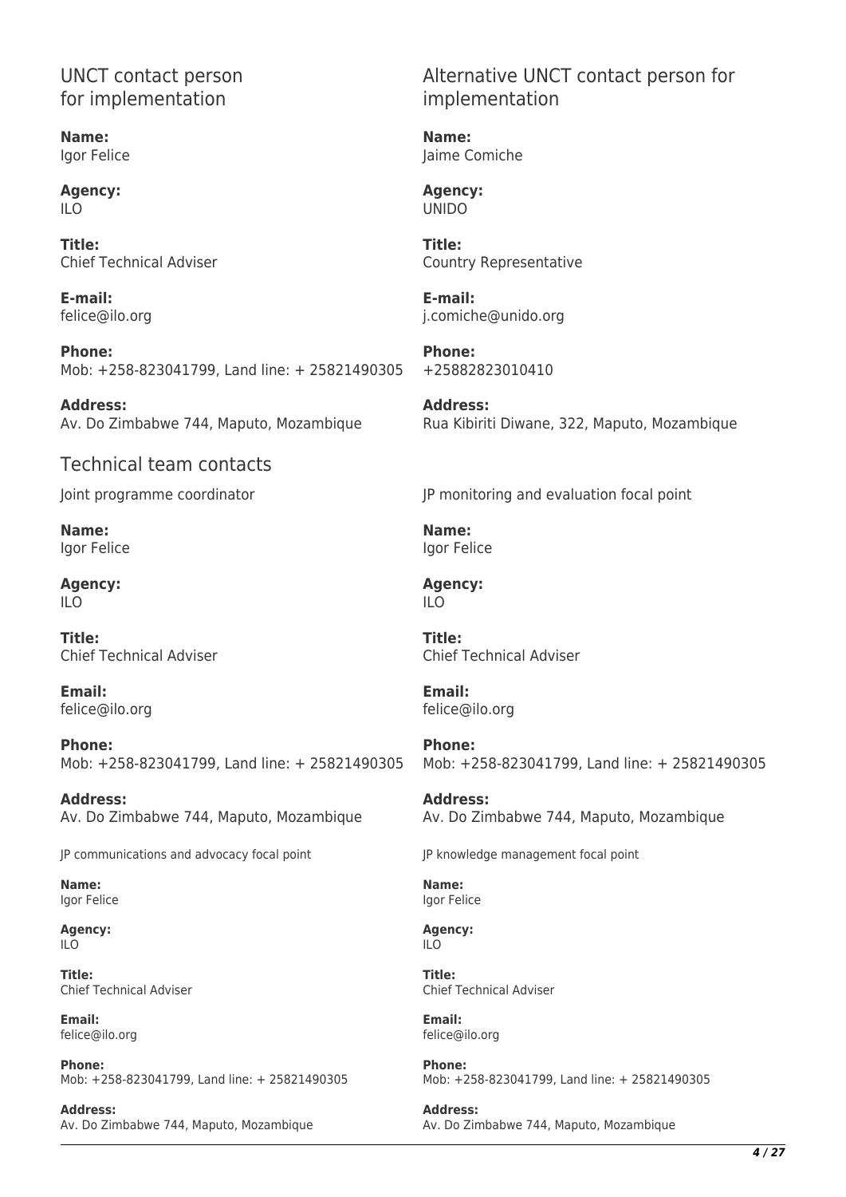## UNCT contact person for implementation

**Name:**
Igor Felice

**Agency:**
ILO

**Title:**
Chief Technical Adviser

**E-mail:**
felice@ilo.org

**Phone:**
Mob: +258-823041799, Land line: + 25821490305

**Address:**
Av. Do Zimbabwe 744, Maputo, Mozambique

## Alternative UNCT contact person for implementation

**Name:**
Jaime Comiche

**Agency:**
UNIDO

**Title:**
Country Representative

**E-mail:**
j.comiche@unido.org

**Phone:**
+25882823010410

**Address:**
Rua Kibiriti Diwane, 322, Maputo, Mozambique

## Technical team contacts

Joint programme coordinator

**Name:**
Igor Felice

**Agency:**
ILO

**Title:**
Chief Technical Adviser

**Email:**
felice@ilo.org

**Phone:**
Mob: +258-823041799, Land line: + 25821490305

**Address:**
Av. Do Zimbabwe 744, Maputo, Mozambique

JP monitoring and evaluation focal point

**Name:**
Igor Felice

**Agency:**
ILO

**Title:**
Chief Technical Adviser

**Email:**
felice@ilo.org

**Phone:**
Mob: +258-823041799, Land line: + 25821490305

**Address:**
Av. Do Zimbabwe 744, Maputo, Mozambique

JP communications and advocacy focal point

**Name:**
Igor Felice

**Agency:**
ILO

**Title:**
Chief Technical Adviser

**Email:**
felice@ilo.org

**Phone:**
Mob: +258-823041799, Land line: + 25821490305

**Address:**
Av. Do Zimbabwe 744, Maputo, Mozambique

JP knowledge management focal point

**Name:**
Igor Felice

**Agency:**
ILO

**Title:**
Chief Technical Adviser

**Email:**
felice@ilo.org

**Phone:**
Mob: +258-823041799, Land line: + 25821490305

**Address:**
Av. Do Zimbabwe 744, Maputo, Mozambique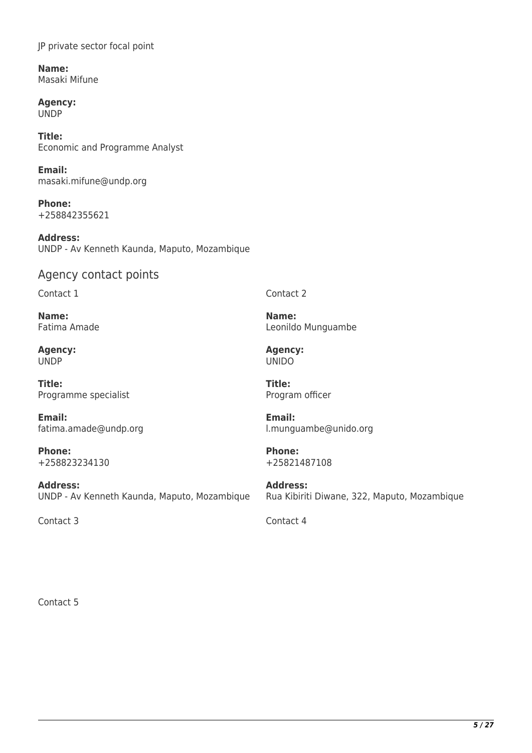JP private sector focal point

**Name:**
Masaki Mifune

**Agency:**
UNDP

**Title:**
Economic and Programme Analyst

**Email:**
masaki.mifune@undp.org

**Phone:**
+258842355621

**Address:**
UNDP - Av Kenneth Kaunda, Maputo, Mozambique

## Agency contact points

Contact 1

**Name:**
Fatima Amade

**Agency:**
UNDP

**Title:**
Programme specialist

**Email:**
fatima.amade@undp.org

**Phone:**
+258823234130

**Address:**
UNDP - Av Kenneth Kaunda, Maputo, Mozambique

Contact 2

**Name:**
Leonildo Munguambe

**Agency:**
UNIDO

**Title:**
Program officer

**Email:**
l.munguambe@unido.org

**Phone:**
+25821487108

**Address:**
Rua Kibiriti Diwane, 322, Maputo, Mozambique

Contact 3

Contact 4

Contact 5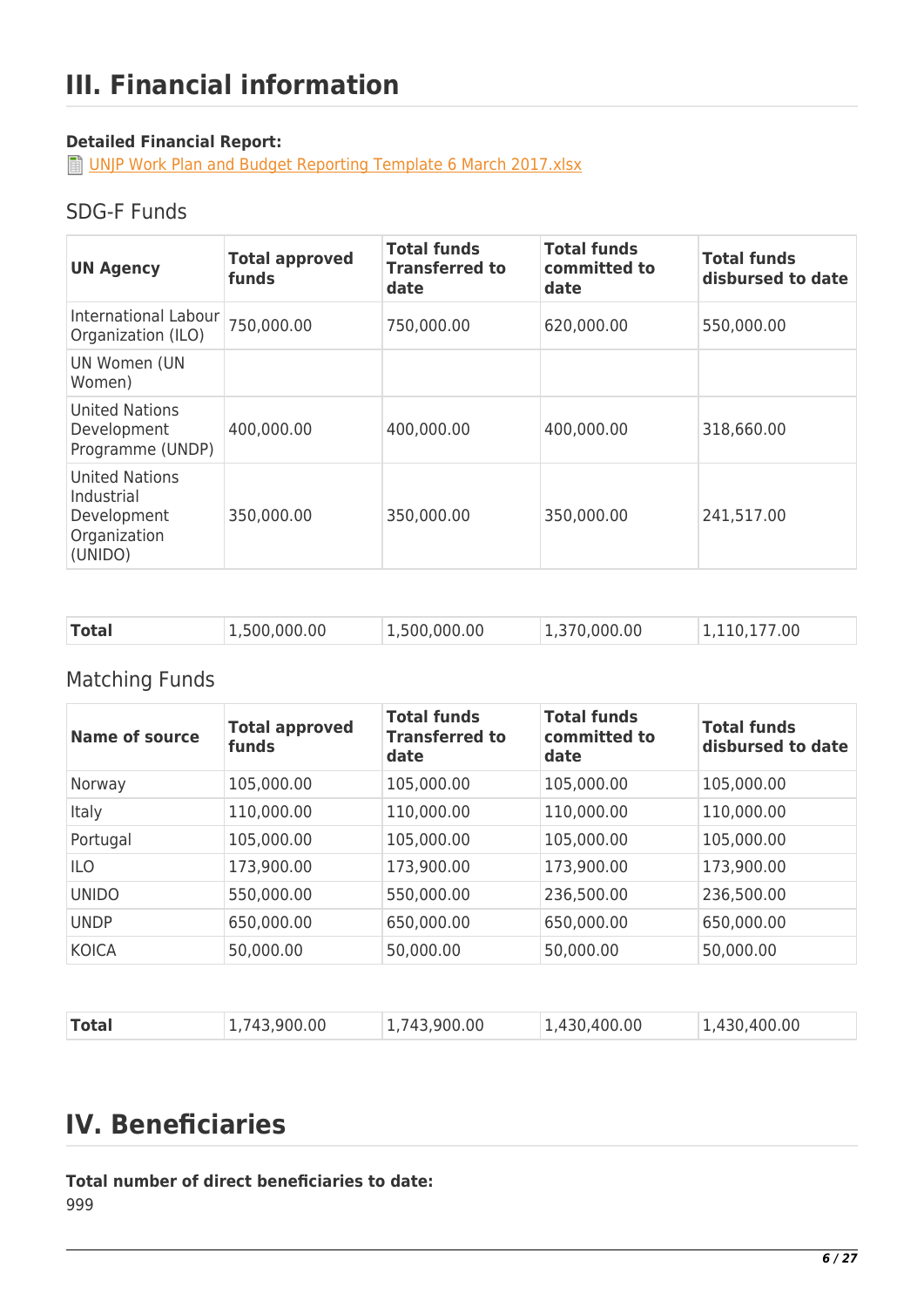# III. Financial information

**Detailed Financial Report:**

UNJP Work Plan and Budget Reporting Template 6 March 2017.xlsx

## SDG-F Funds

| UN Agency | Total approved funds | Total funds Transferred to date | Total funds committed to date | Total funds disbursed to date |
|---|---|---|---|---|
| International Labour Organization (ILO) | 750,000.00 | 750,000.00 | 620,000.00 | 550,000.00 |
| UN Women (UN Women) | | | | |
| United Nations Development Programme (UNDP) | 400,000.00 | 400,000.00 | 400,000.00 | 318,660.00 |
| United Nations Industrial Development Organization (UNIDO) | 350,000.00 | 350,000.00 | 350,000.00 | 241,517.00 |
| **Total** | 1,500,000.00 | 1,500,000.00 | 1,370,000.00 | 1,110,177.00 |

## Matching Funds

| Name of source | Total approved funds | Total funds Transferred to date | Total funds committed to date | Total funds disbursed to date |
|---|---|---|---|---|
| Norway | 105,000.00 | 105,000.00 | 105,000.00 | 105,000.00 |
| Italy | 110,000.00 | 110,000.00 | 110,000.00 | 110,000.00 |
| Portugal | 105,000.00 | 105,000.00 | 105,000.00 | 105,000.00 |
| ILO | 173,900.00 | 173,900.00 | 173,900.00 | 173,900.00 |
| UNIDO | 550,000.00 | 550,000.00 | 236,500.00 | 236,500.00 |
| UNDP | 650,000.00 | 650,000.00 | 650,000.00 | 650,000.00 |
| KOICA | 50,000.00 | 50,000.00 | 50,000.00 | 50,000.00 |
| **Total** | 1,743,900.00 | 1,743,900.00 | 1,430,400.00 | 1,430,400.00 |

# IV. Beneficiaries

**Total number of direct beneficiaries to date:**

999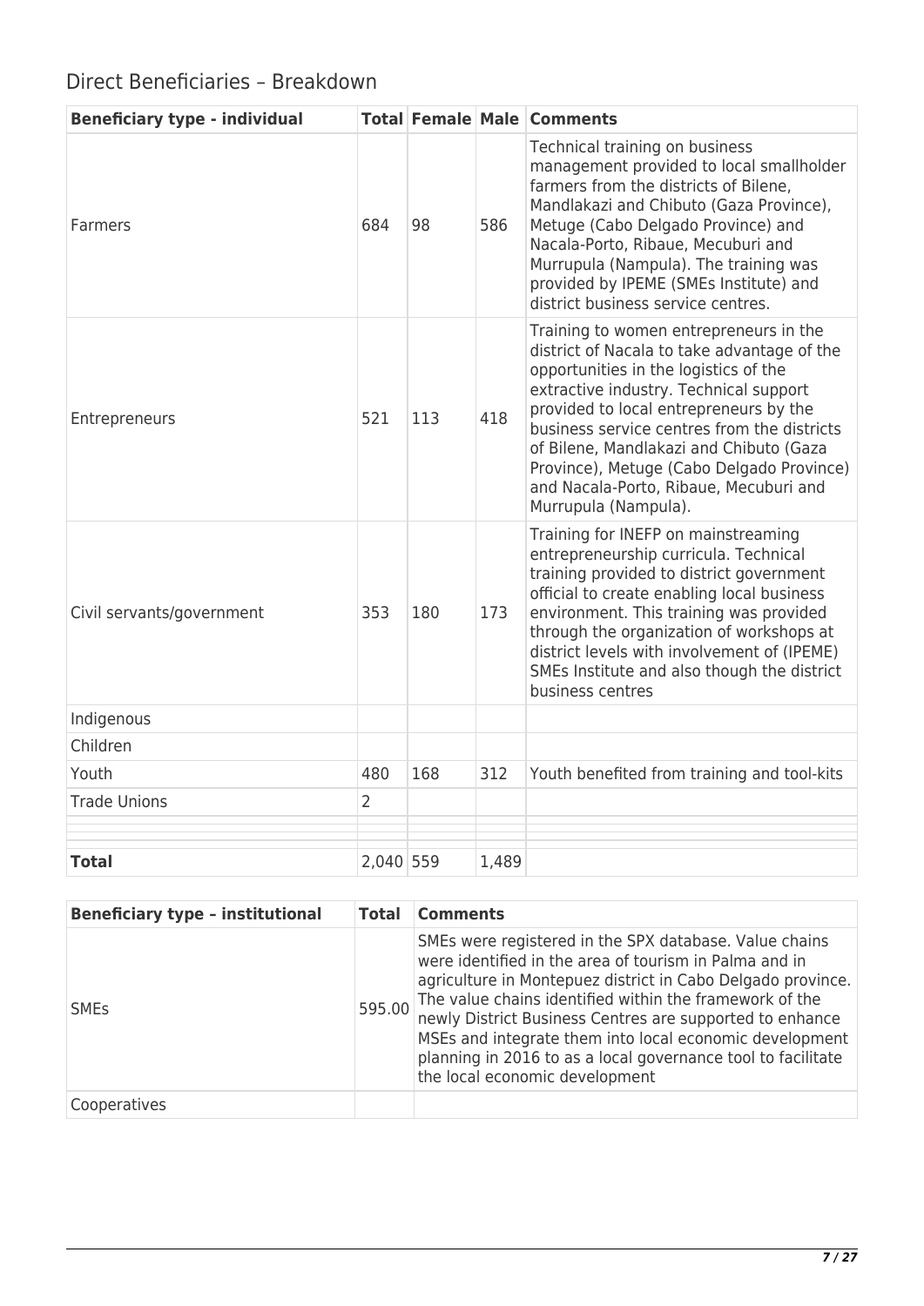## Direct Beneficiaries – Breakdown

| Beneficiary type - individual | Total | Female | Male | Comments |
|---|---|---|---|---|
| Farmers | 684 | 98 | 586 | Technical training on business management provided to local smallholder farmers from the districts of Bilene, Mandlakazi and Chibuto (Gaza Province), Metuge (Cabo Delgado Province) and Nacala-Porto, Ribaue, Mecuburi and Murrupula (Nampula). The training was provided by IPEME (SMEs Institute) and district business service centres. |
| Entrepreneurs | 521 | 113 | 418 | Training to women entrepreneurs in the district of Nacala to take advantage of the opportunities in the logistics of the extractive industry. Technical support provided to local entrepreneurs by the business service centres from the districts of Bilene, Mandlakazi and Chibuto (Gaza Province), Metuge (Cabo Delgado Province) and Nacala-Porto, Ribaue, Mecuburi and Murrupula (Nampula). |
| Civil servants/government | 353 | 180 | 173 | Training for INEFP on mainstreaming entrepreneurship curricula. Technical training provided to district government official to create enabling local business environment. This training was provided through the organization of workshops at district levels with involvement of (IPEME) SMEs Institute and also though the district business centres |
| Indigenous | | | | |
| Children | | | | |
| Youth | 480 | 168 | 312 | Youth benefited from training and tool-kits |
| Trade Unions | 2 | | | |
| | | | | |
| | | | | |
| **Total** | 2,040 | 559 | 1,489 | |

| Beneficiary type – institutional | Total | Comments |
|---|---|---|
| SMEs | 595.00 | SMEs were registered in the SPX database. Value chains were identified in the area of tourism in Palma and in agriculture in Montepuez district in Cabo Delgado province. The value chains identified within the framework of the newly District Business Centres are supported to enhance MSEs and integrate them into local economic development planning in 2016 to as a local governance tool to facilitate the local economic development |
| Cooperatives | | |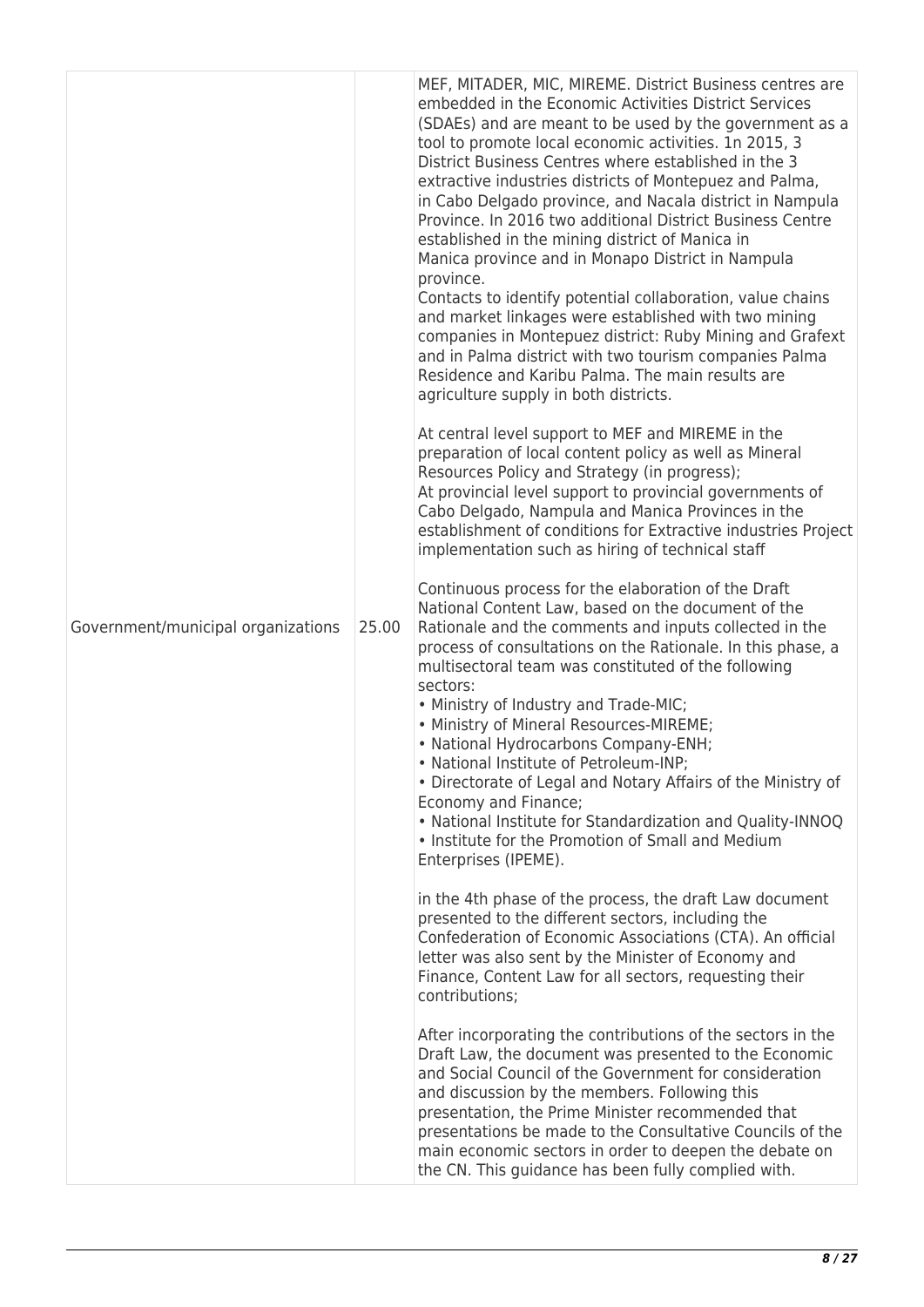| | | |
|---|---|---|
| Government/municipal organizations | 25.00 | MEF, MITADER, MIC, MIREME. District Business centres are embedded in the Economic Activities District Services (SDAEs) and are meant to be used by the government as a tool to promote local economic activities. 1n 2015, 3 District Business Centres where established in the 3 extractive industries districts of Montepuez and Palma, in Cabo Delgado province, and Nacala district in Nampula Province. In 2016 two additional District Business Centre established in the mining district of Manica in Manica province and in Monapo District in Nampula province.<br>Contacts to identify potential collaboration, value chains and market linkages were established with two mining companies in Montepuez district: Ruby Mining and Grafext and in Palma district with two tourism companies Palma Residence and Karibu Palma. The main results are agriculture supply in both districts.<br><br>At central level support to MEF and MIREME in the preparation of local content policy as well as Mineral Resources Policy and Strategy (in progress);<br>At provincial level support to provincial governments of Cabo Delgado, Nampula and Manica Provinces in the establishment of conditions for Extractive industries Project implementation such as hiring of technical staff<br><br>Continuous process for the elaboration of the Draft National Content Law, based on the document of the Rationale and the comments and inputs collected in the process of consultations on the Rationale. In this phase, a multisectoral team was constituted of the following sectors:<br>• Ministry of Industry and Trade-MIC;<br>• Ministry of Mineral Resources-MIREME;<br>• National Hydrocarbons Company-ENH;<br>• National Institute of Petroleum-INP;<br>• Directorate of Legal and Notary Affairs of the Ministry of Economy and Finance;<br>• National Institute for Standardization and Quality-INNOQ<br>• Institute for the Promotion of Small and Medium Enterprises (IPEME).<br><br>in the 4th phase of the process, the draft Law document presented to the different sectors, including the Confederation of Economic Associations (CTA). An official letter was also sent by the Minister of Economy and Finance, Content Law for all sectors, requesting their contributions;<br><br>After incorporating the contributions of the sectors in the Draft Law, the document was presented to the Economic and Social Council of the Government for consideration and discussion by the members. Following this presentation, the Prime Minister recommended that presentations be made to the Consultative Councils of the main economic sectors in order to deepen the debate on the CN. This guidance has been fully complied with. |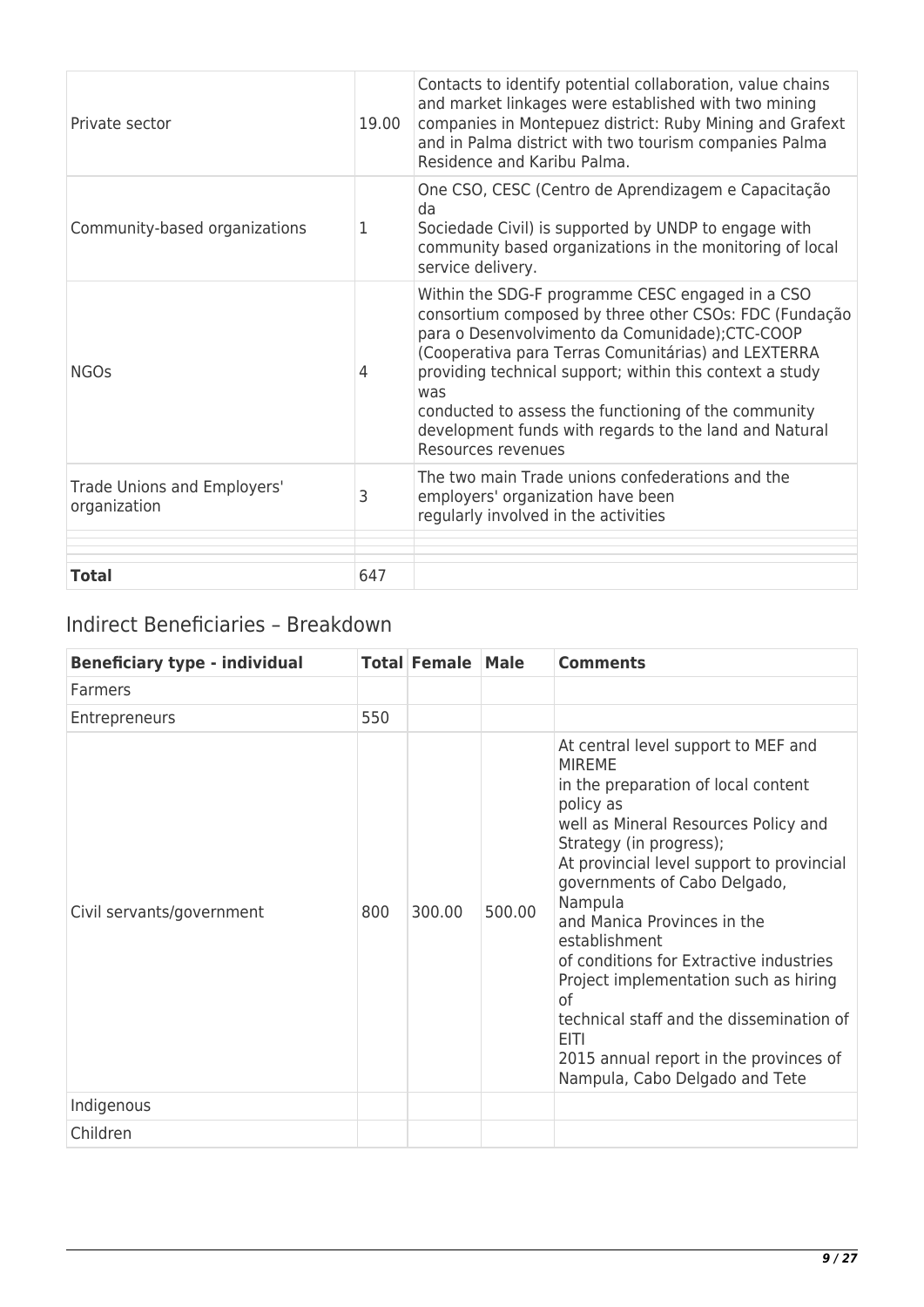| | | |
|---|---|---|
| Private sector | 19.00 | Contacts to identify potential collaboration, value chains and market linkages were established with two mining companies in Montepuez district: Ruby Mining and Grafext and in Palma district with two tourism companies Palma Residence and Karibu Palma. |
| Community-based organizations | 1 | One CSO, CESC (Centro de Aprendizagem e Capacitação da Sociedade Civil) is supported by UNDP to engage with community based organizations in the monitoring of local service delivery. |
| NGOs | 4 | Within the SDG-F programme CESC engaged in a CSO consortium composed by three other CSOs: FDC (Fundação para o Desenvolvimento da Comunidade);CTC-COOP (Cooperativa para Terras Comunitárias) and LEXTERRA providing technical support; within this context a study was conducted to assess the functioning of the community development funds with regards to the land and Natural Resources revenues |
| Trade Unions and Employers' organization | 3 | The two main Trade unions confederations and the employers' organization have been regularly involved in the activities |
| | | |
| | | |
| **Total** | 647 | |

## Indirect Beneficiaries – Breakdown

| **Beneficiary type - individual** | **Total** | **Female** | **Male** | **Comments** |
|---|---|---|---|---|
| Farmers | | | | |
| Entrepreneurs | 550 | | | |
| Civil servants/government | 800 | 300.00 | 500.00 | At central level support to MEF and MIREME in the preparation of local content policy as well as Mineral Resources Policy and Strategy (in progress); At provincial level support to provincial governments of Cabo Delgado, Nampula and Manica Provinces in the establishment of conditions for Extractive industries Project implementation such as hiring of technical staff and the dissemination of EITI 2015 annual report in the provinces of Nampula, Cabo Delgado and Tete |
| Indigenous | | | | |
| Children | | | | |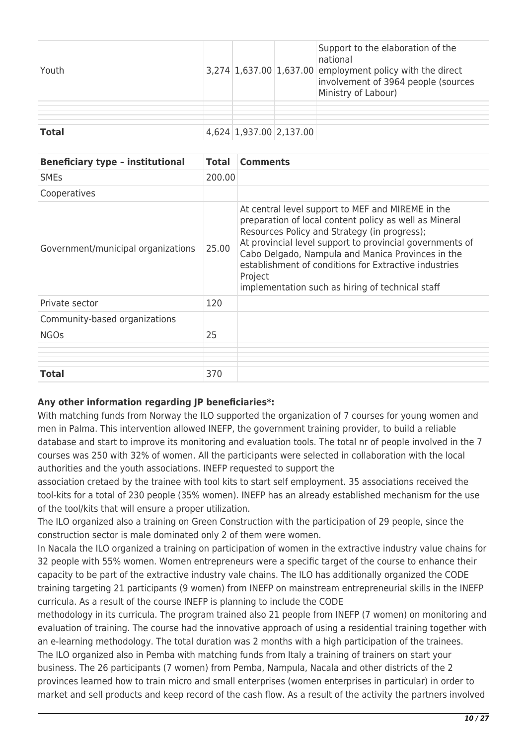| | | | | |
|---|---|---|---|---|
| Youth | 3,274 | 1,637.00 | 1,637.00 | Support to the elaboration of the national employment policy with the direct involvement of 3964 people (sources Ministry of Labour) |
| | | | | |
| | | | | |
| | | | | |
| **Total** | 4,624 | 1,937.00 | 2,137.00 | |

| Beneficiary type – institutional | Total | Comments |
|---|---|---|
| SMEs | 200.00 | |
| Cooperatives | | |
| Government/municipal organizations | 25.00 | At central level support to MEF and MIREME in the preparation of local content policy as well as Mineral Resources Policy and Strategy (in progress);<br>At provincial level support to provincial governments of Cabo Delgado, Nampula and Manica Provinces in the establishment of conditions for Extractive industries Project<br>implementation such as hiring of technical staff |
| Private sector | 120 | |
| Community-based organizations | | |
| NGOs | 25 | |
| | | |
| | | |
| | | |
| **Total** | 370 | |

**Any other information regarding JP beneficiaries*:**

With matching funds from Norway the ILO supported the organization of 7 courses for young women and men in Palma. This intervention allowed INEFP, the government training provider, to build a reliable database and start to improve its monitoring and evaluation tools. The total nr of people involved in the 7 courses was 250 with 32% of women. All the participants were selected in collaboration with the local authorities and the youth associations. INEFP requested to support the association cretaed by the trainee with tool kits to start self employment. 35 associations received the tool-kits for a total of 230 people (35% women). INEFP has an already established mechanism for the use of the tool/kits that will ensure a proper utilization.

The ILO organized also a training on Green Construction with the participation of 29 people, since the construction sector is male dominated only 2 of them were women.

In Nacala the ILO organized a training on participation of women in the extractive industry value chains for 32 people with 55% women. Women entrepreneurs were a specific target of the course to enhance their capacity to be part of the extractive industry vale chains. The ILO has additionally organized the CODE training targeting 21 participants (9 women) from INEFP on mainstream entrepreneurial skills in the INEFP curricula. As a result of the course INEFP is planning to include the CODE methodology in its curricula. The program trained also 21 people from INEFP (7 women) on monitoring and evaluation of training. The course had the innovative approach of using a residential training together with an e-learning methodology. The total duration was 2 months with a high participation of the trainees.

The ILO organized also in Pemba with matching funds from Italy a training of trainers on start your business. The 26 participants (7 women) from Pemba, Nampula, Nacala and other districts of the 2 provinces learned how to train micro and small enterprises (women enterprises in particular) in order to market and sell products and keep record of the cash flow. As a result of the activity the partners involved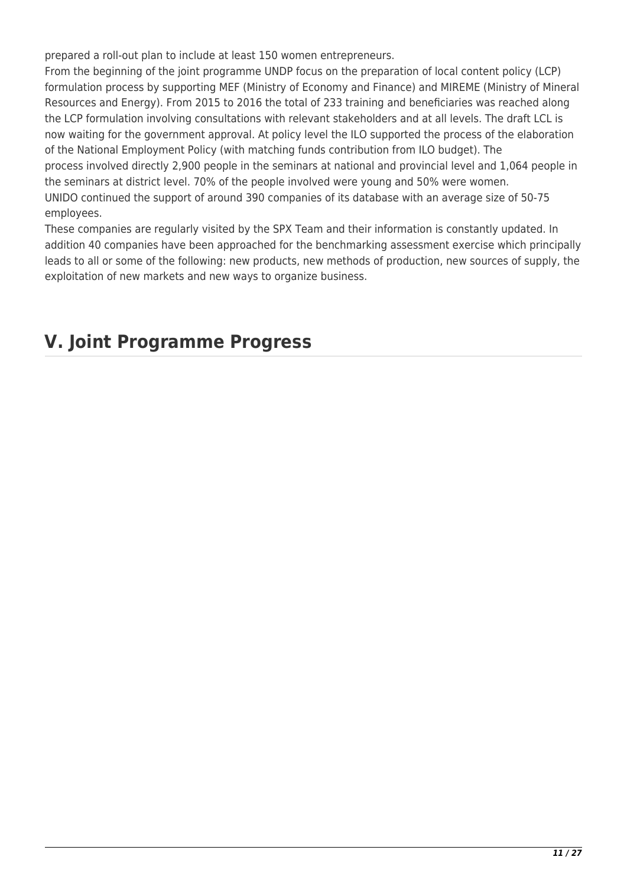prepared a roll-out plan to include at least 150 women entrepreneurs.

From the beginning of the joint programme UNDP focus on the preparation of local content policy (LCP) formulation process by supporting MEF (Ministry of Economy and Finance) and MIREME (Ministry of Mineral Resources and Energy). From 2015 to 2016 the total of 233 training and beneficiaries was reached along the LCP formulation involving consultations with relevant stakeholders and at all levels. The draft LCL is now waiting for the government approval. At policy level the ILO supported the process of the elaboration of the National Employment Policy (with matching funds contribution from ILO budget). The process involved directly 2,900 people in the seminars at national and provincial level and 1,064 people in the seminars at district level. 70% of the people involved were young and 50% were women.

UNIDO continued the support of around 390 companies of its database with an average size of 50-75 employees.

These companies are regularly visited by the SPX Team and their information is constantly updated. In addition 40 companies have been approached for the benchmarking assessment exercise which principally leads to all or some of the following: new products, new methods of production, new sources of supply, the exploitation of new markets and new ways to organize business.

## V. Joint Programme Progress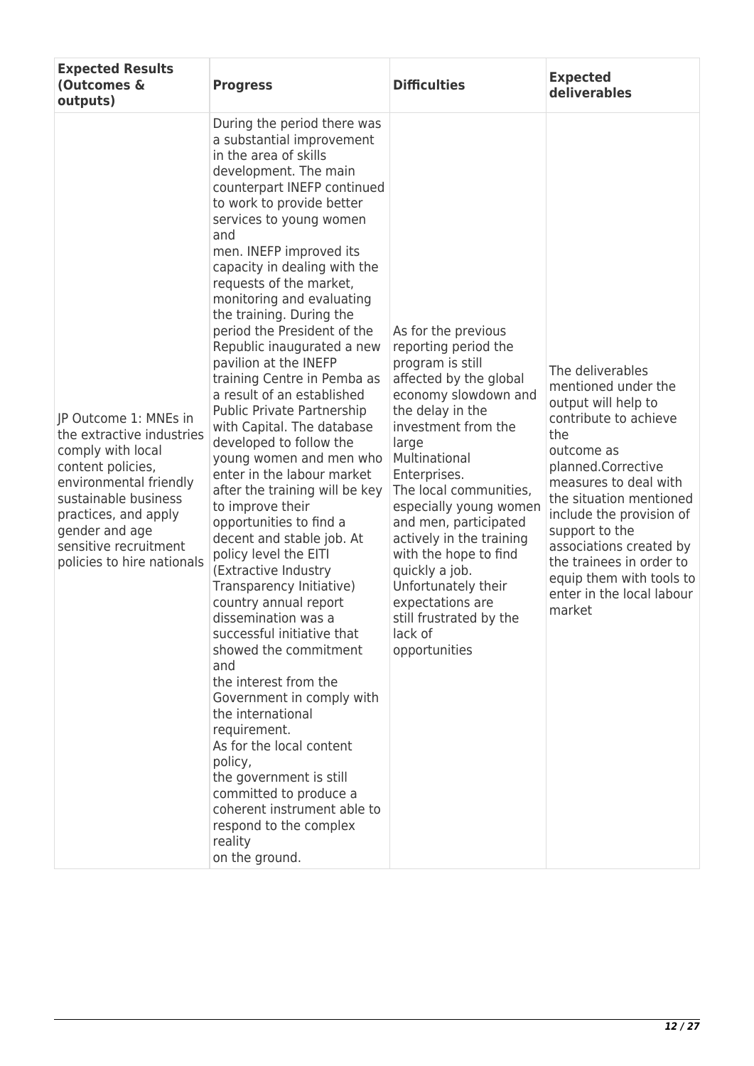| Expected Results (Outcomes & outputs) | Progress | Difficulties | Expected deliverables |
|---|---|---|---|
| JP Outcome 1: MNEs in the extractive industries comply with local content policies, environmental friendly sustainable business practices, and apply gender and age sensitive recruitment policies to hire nationals | During the period there was a substantial improvement in the area of skills development. The main counterpart INEFP continued to work to provide better services to young women and men. INEFP improved its capacity in dealing with the requests of the market, monitoring and evaluating the training. During the period the President of the Republic inaugurated a new pavilion at the INEFP training Centre in Pemba as a result of an established Public Private Partnership with Capital. The database developed to follow the young women and men who enter in the labour market after the training will be key to improve their opportunities to find a decent and stable job. At policy level the EITI (Extractive Industry Transparency Initiative) country annual report dissemination was a successful initiative that showed the commitment and the interest from the Government in comply with the international requirement. As for the local content policy, the government is still committed to produce a coherent instrument able to respond to the complex reality on the ground. | As for the previous reporting period the program is still affected by the global economy slowdown and the delay in the investment from the large Multinational Enterprises. The local communities, especially young women and men, participated actively in the training with the hope to find quickly a job. Unfortunately their expectations are still frustrated by the lack of opportunities | The deliverables mentioned under the output will help to contribute to achieve the outcome as planned.Corrective measures to deal with the situation mentioned include the provision of support to the associations created by the trainees in order to equip them with tools to enter in the local labour market |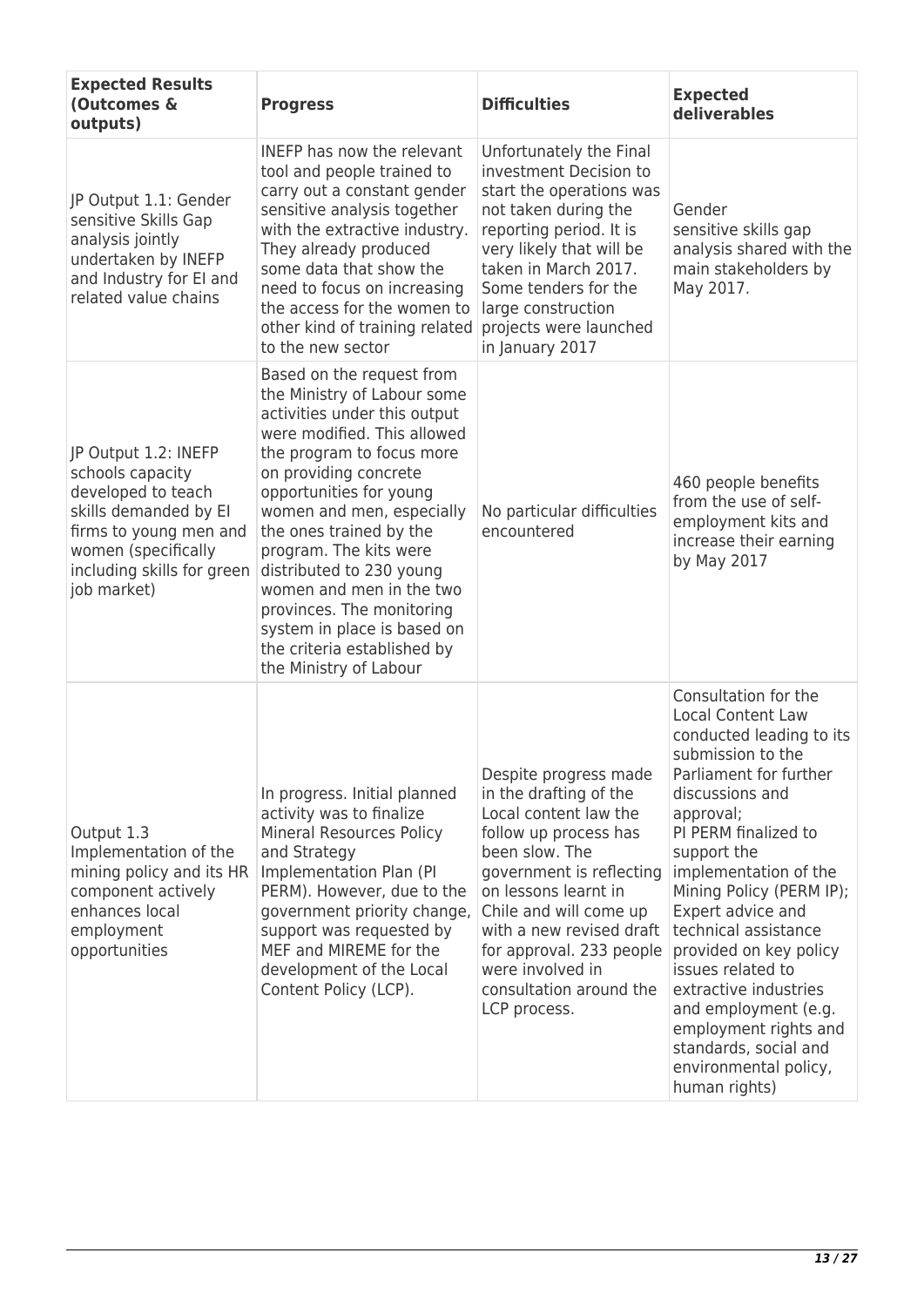| Expected Results (Outcomes & outputs) | Progress | Difficulties | Expected deliverables |
|---|---|---|---|
| JP Output 1.1: Gender sensitive Skills Gap analysis jointly undertaken by INEFP and Industry for EI and related value chains | INEFP has now the relevant tool and people trained to carry out a constant gender sensitive analysis together with the extractive industry. They already produced some data that show the need to focus on increasing the access for the women to other kind of training related to the new sector | Unfortunately the Final investment Decision to start the operations was not taken during the reporting period. It is very likely that will be taken in March 2017. Some tenders for the large construction projects were launched in January 2017 | Gender sensitive skills gap analysis shared with the main stakeholders by May 2017. |
| JP Output 1.2: INEFP schools capacity developed to teach skills demanded by EI firms to young men and women (specifically including skills for green job market) | Based on the request from the Ministry of Labour some activities under this output were modified. This allowed the program to focus more on providing concrete opportunities for young women and men, especially the ones trained by the program. The kits were distributed to 230 young women and men in the two provinces. The monitoring system in place is based on the criteria established by the Ministry of Labour | No particular difficulties encountered | 460 people benefits from the use of self-employment kits and increase their earning by May 2017 |
| Output 1.3 Implementation of the mining policy and its HR component actively enhances local employment opportunities | In progress. Initial planned activity was to finalize Mineral Resources Policy and Strategy Implementation Plan (PI PERM). However, due to the government priority change, support was requested by MEF and MIREME for the development of the Local Content Policy (LCP). | Despite progress made in the drafting of the Local content law the follow up process has been slow. The government is reflecting on lessons learnt in Chile and will come up with a new revised draft for approval. 233 people were involved in consultation around the LCP process. | Consultation for the Local Content Law conducted leading to its submission to the Parliament for further discussions and approval;<br>PI PERM finalized to support the implementation of the Mining Policy (PERM IP);<br>Expert advice and technical assistance provided on key policy issues related to extractive industries and employment (e.g. employment rights and standards, social and environmental policy, human rights) |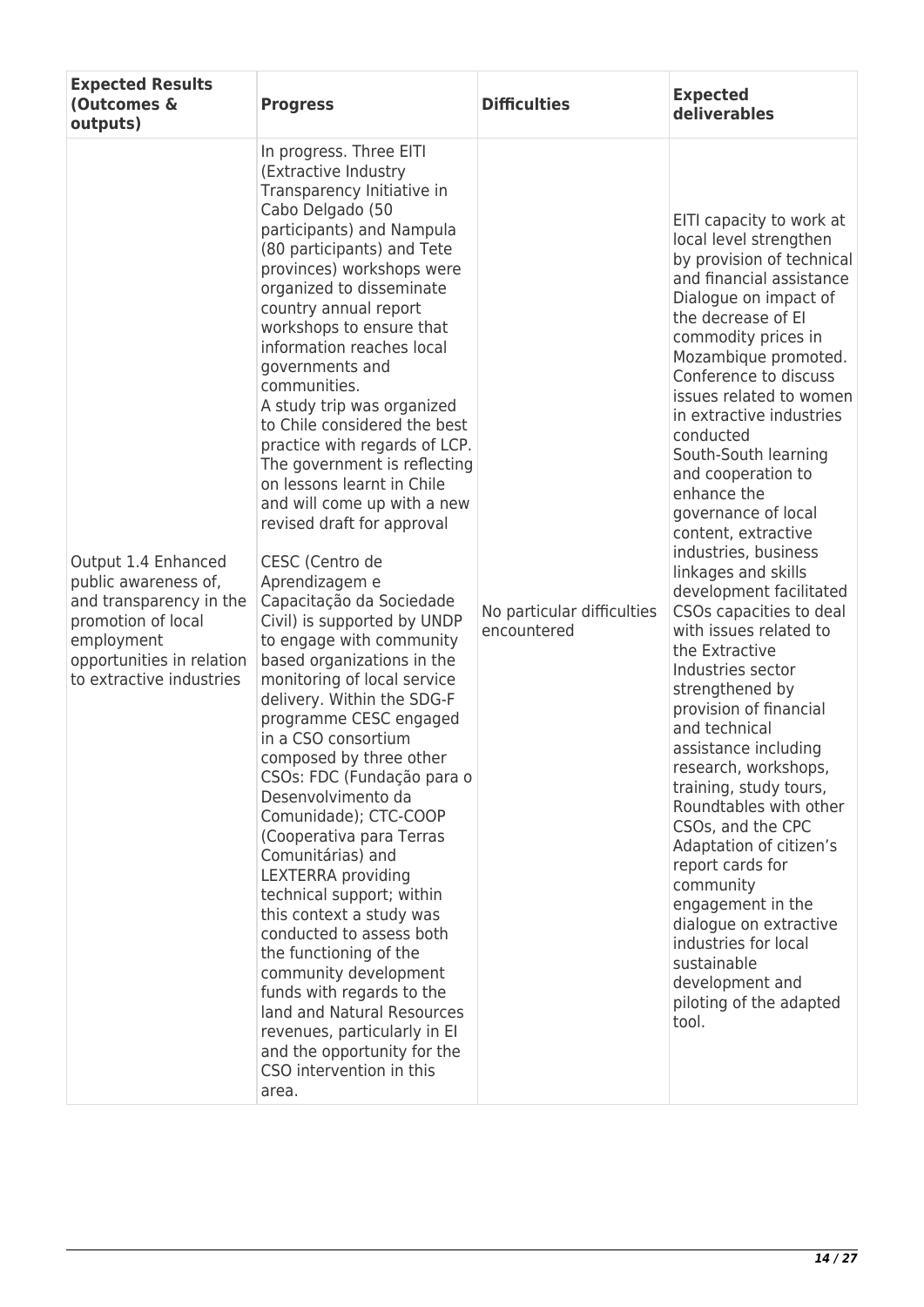| Expected Results (Outcomes & outputs) | Progress | Difficulties | Expected deliverables |
|---|---|---|---|
| Output 1.4 Enhanced public awareness of, and transparency in the promotion of local employment opportunities in relation to extractive industries | In progress. Three EITI (Extractive Industry Transparency Initiative in Cabo Delgado (50 participants) and Nampula (80 participants) and Tete provinces) workshops were organized to disseminate country annual report workshops to ensure that information reaches local governments and communities.<br>A study trip was organized to Chile considered the best practice with regards of LCP. The government is reflecting on lessons learnt in Chile and will come up with a new revised draft for approval<br><br>CESC (Centro de Aprendizagem e Capacitação da Sociedade Civil) is supported by UNDP to engage with community based organizations in the monitoring of local service delivery. Within the SDG-F programme CESC engaged in a CSO consortium composed by three other CSOs: FDC (Fundação para o Desenvolvimento da Comunidade); CTC-COOP (Cooperativa para Terras Comunitárias) and LEXTERRA providing technical support; within this context a study was conducted to assess both the functioning of the community development funds with regards to the land and Natural Resources revenues, particularly in EI and the opportunity for the CSO intervention in this area. | No particular difficulties encountered | EITI capacity to work at local level strengthen by provision of technical and financial assistance Dialogue on impact of the decrease of EI commodity prices in Mozambique promoted. Conference to discuss issues related to women in extractive industries conducted<br>South-South learning and cooperation to enhance the governance of local content, extractive industries, business linkages and skills development facilitated CSOs capacities to deal with issues related to the Extractive Industries sector strengthened by provision of financial and technical assistance including research, workshops, training, study tours, Roundtables with other CSOs, and the CPC<br>Adaptation of citizen's report cards for community engagement in the dialogue on extractive industries for local sustainable development and piloting of the adapted tool. |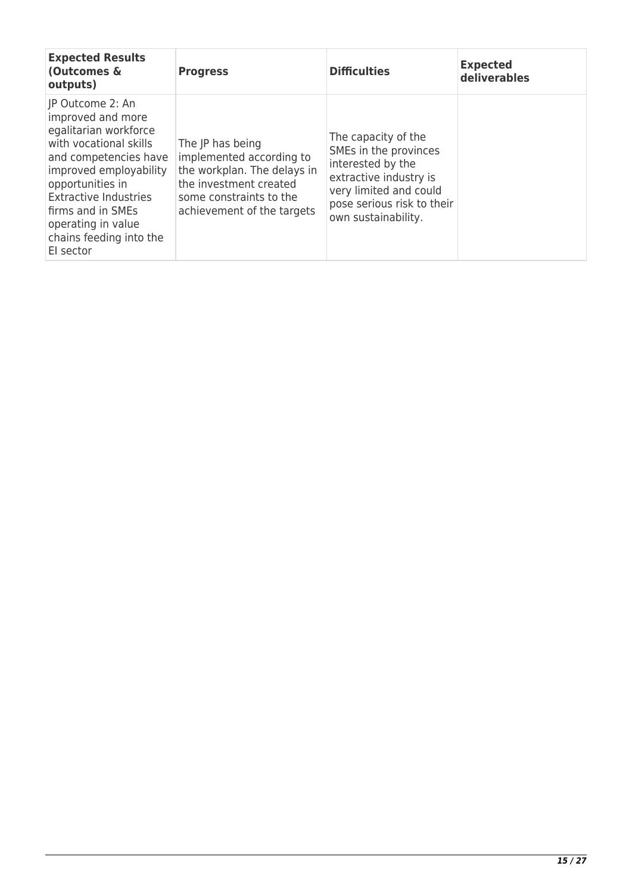| Expected Results (Outcomes & outputs) | Progress | Difficulties | Expected deliverables |
|---|---|---|---|
| JP Outcome 2: An improved and more egalitarian workforce with vocational skills and competencies have improved employability opportunities in Extractive Industries firms and in SMEs operating in value chains feeding into the EI sector | The JP has being implemented according to the workplan. The delays in the investment created some constraints to the achievement of the targets | The capacity of the SMEs in the provinces interested by the extractive industry is very limited and could pose serious risk to their own sustainability. | |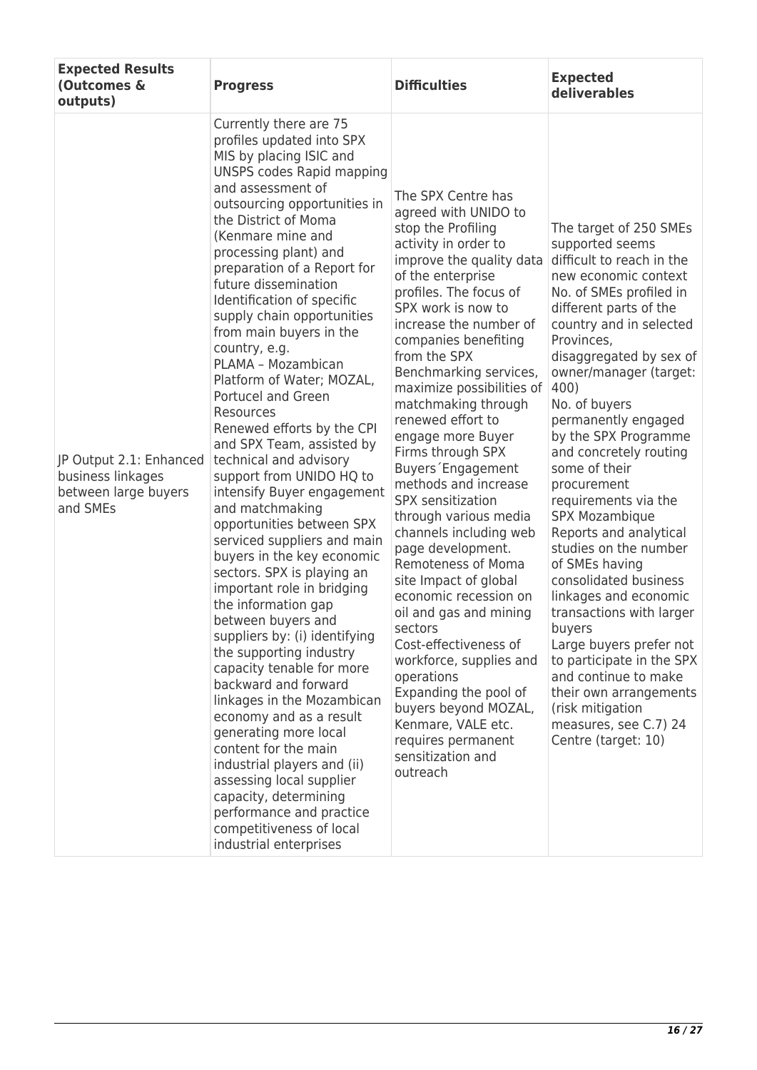| Expected Results (Outcomes & outputs) | Progress | Difficulties | Expected deliverables |
| --- | --- | --- | --- |
| JP Output 2.1: Enhanced business linkages between large buyers and SMEs | Currently there are 75 profiles updated into SPX MIS by placing ISIC and UNSPS codes Rapid mapping and assessment of outsourcing opportunities in the District of Moma (Kenmare mine and processing plant) and preparation of a Report for future dissemination Identification of specific supply chain opportunities from main buyers in the country, e.g. PLAMA – Mozambican Platform of Water; MOZAL, Portucel and Green Resources Renewed efforts by the CPI and SPX Team, assisted by technical and advisory support from UNIDO HQ to intensify Buyer engagement and matchmaking opportunities between SPX serviced suppliers and main buyers in the key economic sectors. SPX is playing an important role in bridging the information gap between buyers and suppliers by: (i) identifying the supporting industry capacity tenable for more backward and forward linkages in the Mozambican economy and as a result generating more local content for the main industrial players and (ii) assessing local supplier capacity, determining performance and practice competitiveness of local industrial enterprises | The SPX Centre has agreed with UNIDO to stop the Profiling activity in order to improve the quality data of the enterprise profiles. The focus of SPX work is now to increase the number of companies benefiting from the SPX Benchmarking services, maximize possibilities of matchmaking through renewed effort to engage more Buyer Firms through SPX Buyers´Engagement methods and increase SPX sensitization through various media channels including web page development. Remoteness of Moma site Impact of global economic recession on oil and gas and mining sectors Cost-effectiveness of workforce, supplies and operations Expanding the pool of buyers beyond MOZAL, Kenmare, VALE etc. requires permanent sensitization and outreach | The target of 250 SMEs supported seems difficult to reach in the new economic context No. of SMEs profiled in different parts of the country and in selected Provinces, disaggregated by sex of owner/manager (target: 400) No. of buyers permanently engaged by the SPX Programme and concretely routing some of their procurement requirements via the SPX Mozambique Reports and analytical studies on the number of SMEs having consolidated business linkages and economic transactions with larger buyers Large buyers prefer not to participate in the SPX and continue to make their own arrangements (risk mitigation measures, see C.7) 24 Centre (target: 10) |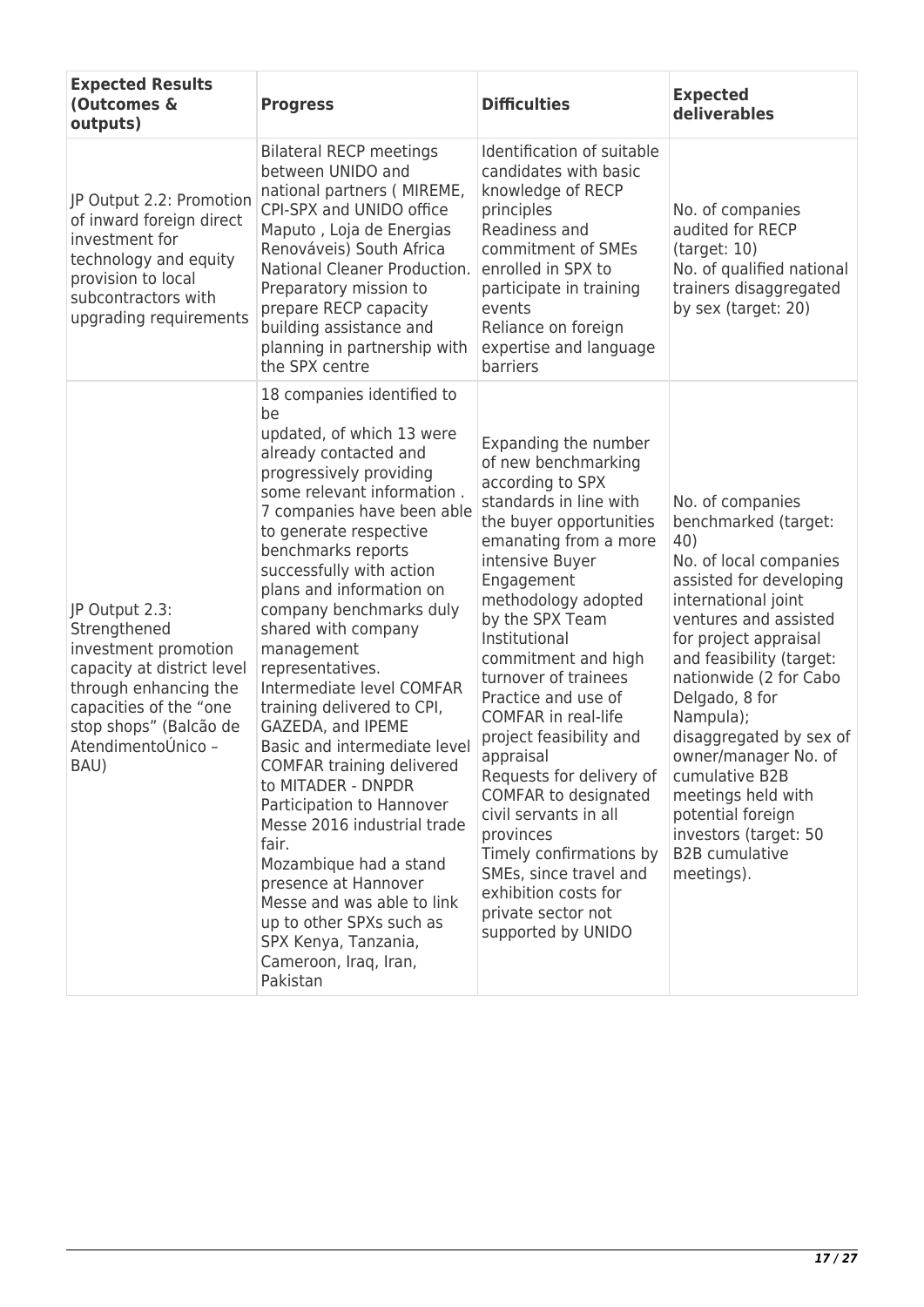| Expected Results (Outcomes & outputs) | Progress | Difficulties | Expected deliverables |
|---|---|---|---|
| JP Output 2.2: Promotion of inward foreign direct investment for technology and equity provision to local subcontractors with upgrading requirements | Bilateral RECP meetings between UNIDO and national partners ( MIREME, CPI-SPX and UNIDO office Maputo , Loja de Energias Renováveis) South Africa National Cleaner Production. Preparatory mission to prepare RECP capacity building assistance and planning in partnership with the SPX centre | Identification of suitable candidates with basic knowledge of RECP principles<br>Readiness and commitment of SMEs enrolled in SPX to participate in training events<br>Reliance on foreign expertise and language barriers | No. of companies audited for RECP (target: 10)<br>No. of qualified national trainers disaggregated by sex (target: 20) |
| JP Output 2.3: Strengthened investment promotion capacity at district level through enhancing the capacities of the "one stop shops" (Balcão de AtendimentoÚnico – BAU) | 18 companies identified to be updated, of which 13 were already contacted and progressively providing some relevant information .<br>7 companies have been able to generate respective benchmarks reports successfully with action plans and information on company benchmarks duly shared with company management representatives.<br>Intermediate level COMFAR training delivered to CPI, GAZEDA, and IPEME<br>Basic and intermediate level COMFAR training delivered to MITADER - DNPDR<br>Participation to Hannover Messe 2016 industrial trade fair.<br>Mozambique had a stand presence at Hannover Messe and was able to link up to other SPXs such as SPX Kenya, Tanzania, Cameroon, Iraq, Iran, Pakistan | Expanding the number of new benchmarking according to SPX standards in line with the buyer opportunities emanating from a more intensive Buyer Engagement methodology adopted by the SPX Team<br>Institutional commitment and high turnover of trainees<br>Practice and use of COMFAR in real-life project feasibility and appraisal<br>Requests for delivery of COMFAR to designated civil servants in all provinces<br>Timely confirmations by SMEs, since travel and exhibition costs for private sector not supported by UNIDO | No. of companies benchmarked (target: 40)<br>No. of local companies assisted for developing international joint ventures and assisted for project appraisal and feasibility (target: nationwide (2 for Cabo Delgado, 8 for Nampula); disaggregated by sex of owner/manager No. of cumulative B2B meetings held with potential foreign investors (target: 50 B2B cumulative meetings). |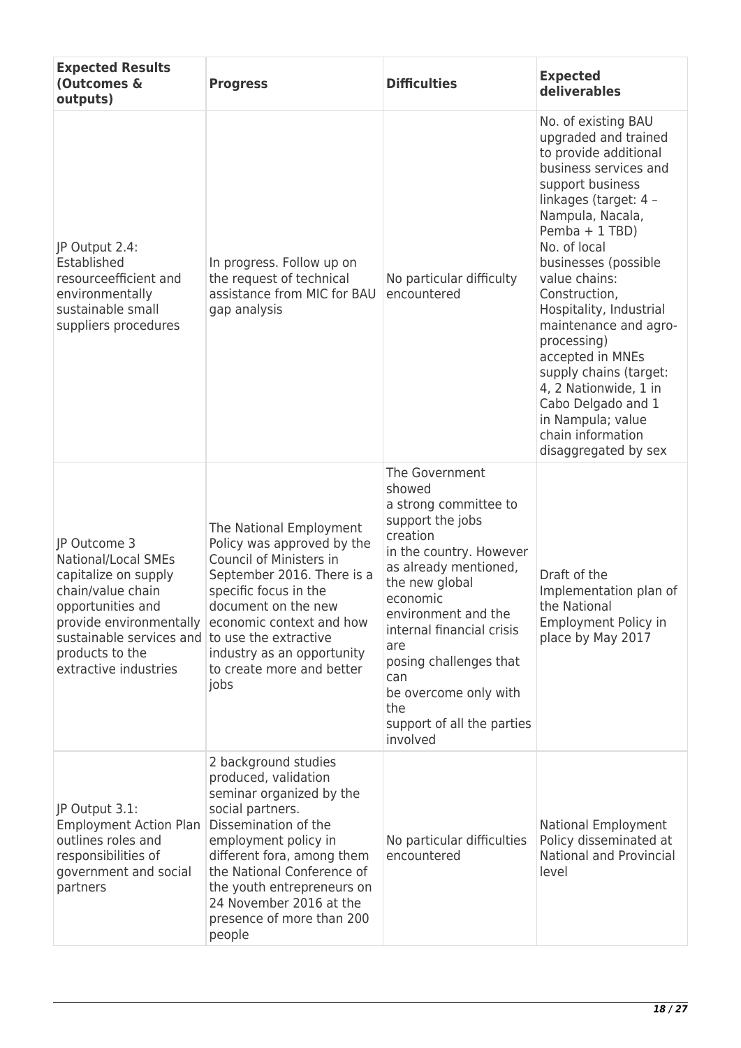| Expected Results (Outcomes & outputs) | Progress | Difficulties | Expected deliverables |
|---|---|---|---|
| JP Output 2.4: Established resourceefficient and environmentally sustainable small suppliers procedures | In progress. Follow up on the request of technical assistance from MIC for BAU gap analysis | No particular difficulty encountered | No. of existing BAU upgraded and trained to provide additional business services and support business linkages (target: 4 – Nampula, Nacala, Pemba + 1 TBD)<br>No. of local businesses (possible value chains: Construction, Hospitality, Industrial maintenance and agro-processing) accepted in MNEs supply chains (target: 4, 2 Nationwide, 1 in Cabo Delgado and 1 in Nampula; value chain information disaggregated by sex |
| JP Outcome 3 National/Local SMEs capitalize on supply chain/value chain opportunities and provide environmentally sustainable services and products to the extractive industries | The National Employment Policy was approved by the Council of Ministers in September 2016. There is a specific focus in the document on the new economic context and how to use the extractive industry as an opportunity to create more and better jobs | The Government showed a strong committee to support the jobs creation in the country. However as already mentioned, the new global economic environment and the internal financial crisis are posing challenges that can be overcome only with the support of all the parties involved | Draft of the Implementation plan of the National Employment Policy in place by May 2017 |
| JP Output 3.1: Employment Action Plan outlines roles and responsibilities of government and social partners | 2 background studies produced, validation seminar organized by the social partners.<br>Dissemination of the employment policy in different fora, among them the National Conference of the youth entrepreneurs on 24 November 2016 at the presence of more than 200 people | No particular difficulties encountered | National Employment Policy disseminated at National and Provincial level |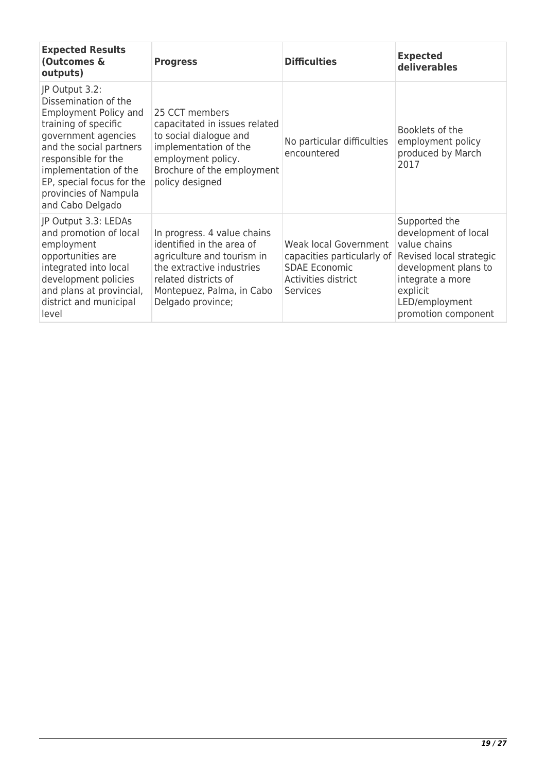| Expected Results (Outcomes & outputs) | Progress | Difficulties | Expected deliverables |
|---|---|---|---|
| JP Output 3.2: Dissemination of the Employment Policy and training of specific government agencies and the social partners responsible for the implementation of the EP, special focus for the provincies of Nampula and Cabo Delgado | 25 CCT members capacitated in issues related to social dialogue and implementation of the employment policy. Brochure of the employment policy designed | No particular difficulties encountered | Booklets of the employment policy produced by March 2017 |
| JP Output 3.3: LEDAs and promotion of local employment opportunities are integrated into local development policies and plans at provincial, district and municipal level | In progress. 4 value chains identified in the area of agriculture and tourism in the extractive industries related districts of Montepuez, Palma, in Cabo Delgado province; | Weak local Government capacities particularly of SDAE Economic Activities district Services | Supported the development of local value chains Revised local strategic development plans to integrate a more explicit LED/employment promotion component |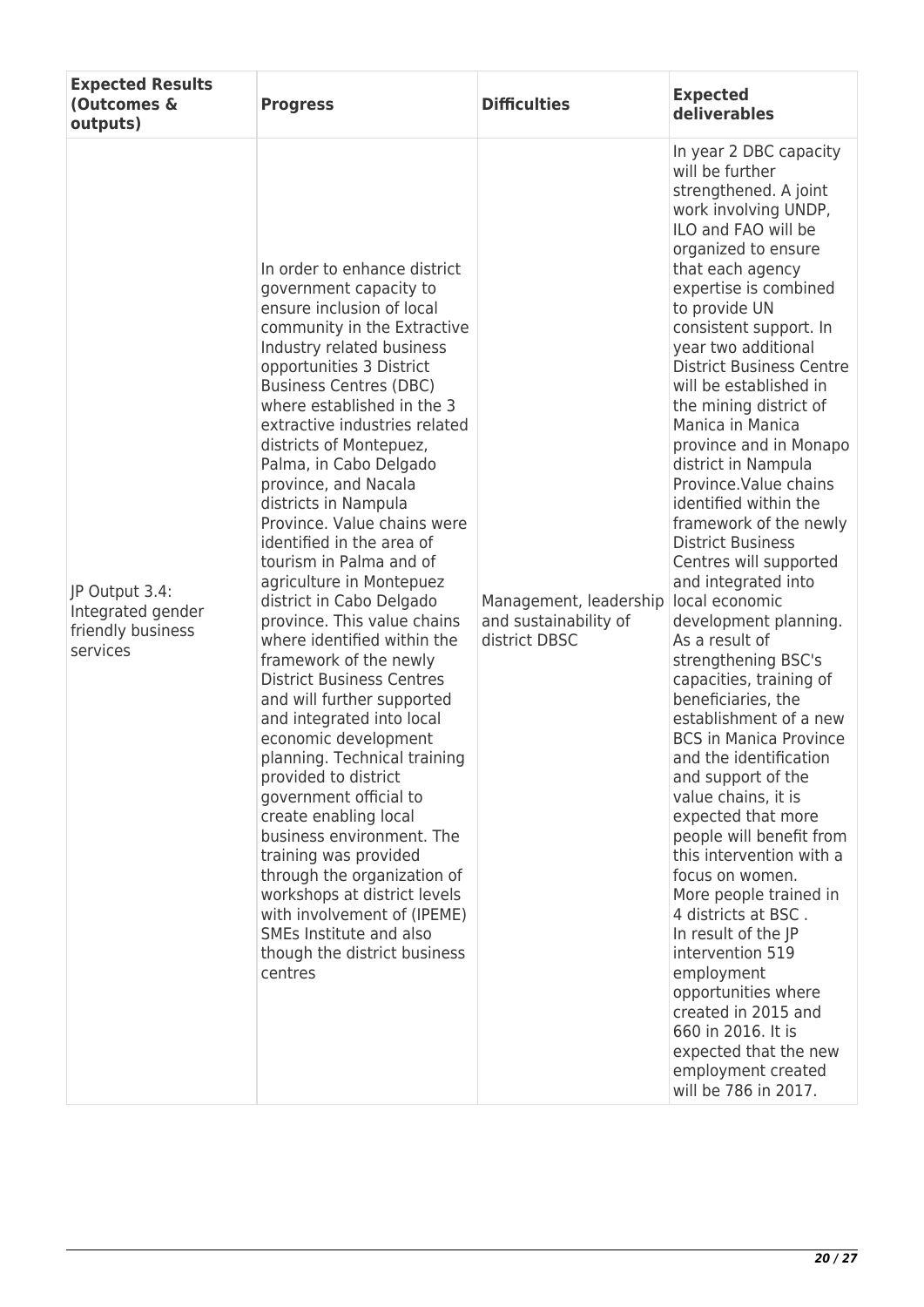| Expected Results (Outcomes & outputs) | Progress | Difficulties | Expected deliverables |
|---|---|---|---|
| JP Output 3.4: Integrated gender friendly business services | In order to enhance district government capacity to ensure inclusion of local community in the Extractive Industry related business opportunities 3 District Business Centres (DBC) where established in the 3 extractive industries related districts of Montepuez, Palma, in Cabo Delgado province, and Nacala districts in Nampula Province. Value chains were identified in the area of tourism in Palma and of agriculture in Montepuez district in Cabo Delgado province. This value chains where identified within the framework of the newly District Business Centres and will further supported and integrated into local economic development planning. Technical training provided to district government official to create enabling local business environment. The training was provided through the organization of workshops at district levels with involvement of (IPEME) SMEs Institute and also though the district business centres | Management, leadership and sustainability of district DBSC | In year 2 DBC capacity will be further strengthened. A joint work involving UNDP, ILO and FAO will be organized to ensure that each agency expertise is combined to provide UN consistent support. In year two additional District Business Centre will be established in the mining district of Manica in Manica province and in Monapo district in Nampula Province.Value chains identified within the framework of the newly District Business Centres will supported and integrated into local economic development planning. As a result of strengthening BSC's capacities, training of beneficiaries, the establishment of a new BCS in Manica Province and the identification and support of the value chains, it is expected that more people will benefit from this intervention with a focus on women. More people trained in 4 districts at BSC . In result of the JP intervention 519 employment opportunities where created in 2015 and 660 in 2016. It is expected that the new employment created will be 786 in 2017. |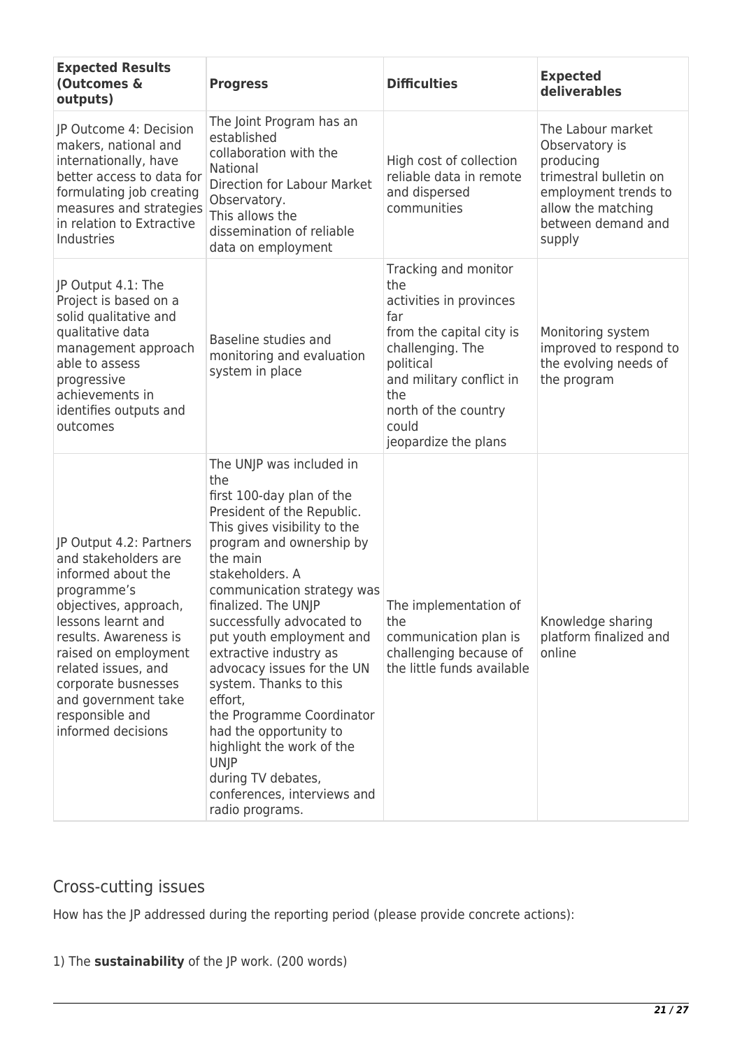| Expected Results (Outcomes & outputs) | Progress | Difficulties | Expected deliverables |
|---|---|---|---|
| JP Outcome 4: Decision makers, national and internationally, have better access to data for formulating job creating measures and strategies in relation to Extractive Industries | The Joint Program has an established collaboration with the National Direction for Labour Market Observatory. This allows the dissemination of reliable data on employment | High cost of collection reliable data in remote and dispersed communities | The Labour market Observatory is producing trimestral bulletin on employment trends to allow the matching between demand and supply |
| JP Output 4.1: The Project is based on a solid qualitative and qualitative data management approach able to assess progressive achievements in identifies outputs and outcomes | Baseline studies and monitoring and evaluation system in place | Tracking and monitor the activities in provinces far from the capital city is challenging. The political and military conflict in the north of the country could jeopardize the plans | Monitoring system improved to respond to the evolving needs of the program |
| JP Output 4.2: Partners and stakeholders are informed about the programme's objectives, approach, lessons learnt and results. Awareness is raised on employment related issues, and corporate busnesses and government take responsible and informed decisions | The UNJP was included in the first 100-day plan of the President of the Republic. This gives visibility to the program and ownership by the main stakeholders. A communication strategy was finalized. The UNJP successfully advocated to put youth employment and extractive industry as advocacy issues for the UN system. Thanks to this effort, the Programme Coordinator had the opportunity to highlight the work of the UNJP during TV debates, conferences, interviews and radio programs. | The implementation of the communication plan is challenging because of the little funds available | Knowledge sharing platform finalized and online |

## Cross-cutting issues

How has the JP addressed during the reporting period (please provide concrete actions):

1) The **sustainability** of the JP work. (200 words)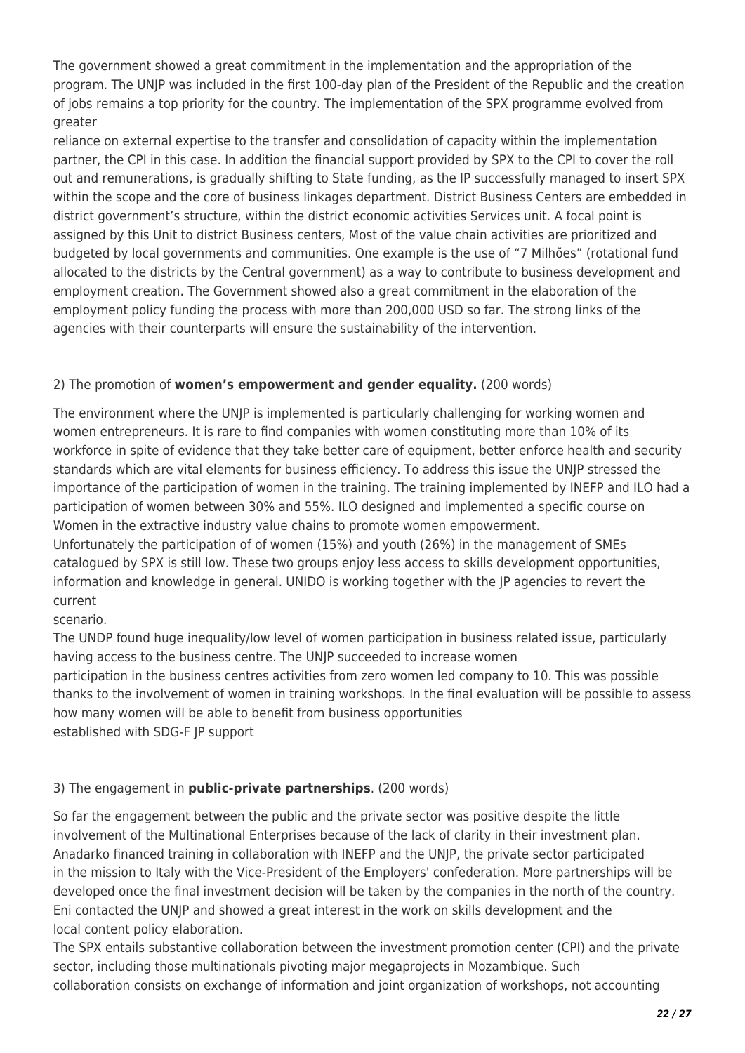The government showed a great commitment in the implementation and the appropriation of the program. The UNJP was included in the first 100-day plan of the President of the Republic and the creation of jobs remains a top priority for the country. The implementation of the SPX programme evolved from greater
reliance on external expertise to the transfer and consolidation of capacity within the implementation partner, the CPI in this case. In addition the financial support provided by SPX to the CPI to cover the roll out and remunerations, is gradually shifting to State funding, as the IP successfully managed to insert SPX within the scope and the core of business linkages department. District Business Centers are embedded in district government's structure, within the district economic activities Services unit. A focal point is assigned by this Unit to district Business centers, Most of the value chain activities are prioritized and budgeted by local governments and communities. One example is the use of "7 Milhões" (rotational fund allocated to the districts by the Central government) as a way to contribute to business development and employment creation. The Government showed also a great commitment in the elaboration of the employment policy funding the process with more than 200,000 USD so far. The strong links of the agencies with their counterparts will ensure the sustainability of the intervention.

2) The promotion of **women's empowerment and gender equality.** (200 words)

The environment where the UNJP is implemented is particularly challenging for working women and women entrepreneurs. It is rare to find companies with women constituting more than 10% of its workforce in spite of evidence that they take better care of equipment, better enforce health and security standards which are vital elements for business efficiency. To address this issue the UNJP stressed the importance of the participation of women in the training. The training implemented by INEFP and ILO had a participation of women between 30% and 55%. ILO designed and implemented a specific course on Women in the extractive industry value chains to promote women empowerment.
Unfortunately the participation of of women (15%) and youth (26%) in the management of SMEs catalogued by SPX is still low. These two groups enjoy less access to skills development opportunities, information and knowledge in general. UNIDO is working together with the JP agencies to revert the current
scenario.
The UNDP found huge inequality/low level of women participation in business related issue, particularly having access to the business centre. The UNJP succeeded to increase women
participation in the business centres activities from zero women led company to 10. This was possible thanks to the involvement of women in training workshops. In the final evaluation will be possible to assess how many women will be able to benefit from business opportunities
established with SDG-F JP support

3) The engagement in **public-private partnerships**. (200 words)

So far the engagement between the public and the private sector was positive despite the little involvement of the Multinational Enterprises because of the lack of clarity in their investment plan. Anadarko financed training in collaboration with INEFP and the UNJP, the private sector participated in the mission to Italy with the Vice-President of the Employers' confederation. More partnerships will be developed once the final investment decision will be taken by the companies in the north of the country. Eni contacted the UNJP and showed a great interest in the work on skills development and the local content policy elaboration.
The SPX entails substantive collaboration between the investment promotion center (CPI) and the private sector, including those multinationals pivoting major megaprojects in Mozambique. Such collaboration consists on exchange of information and joint organization of workshops, not accounting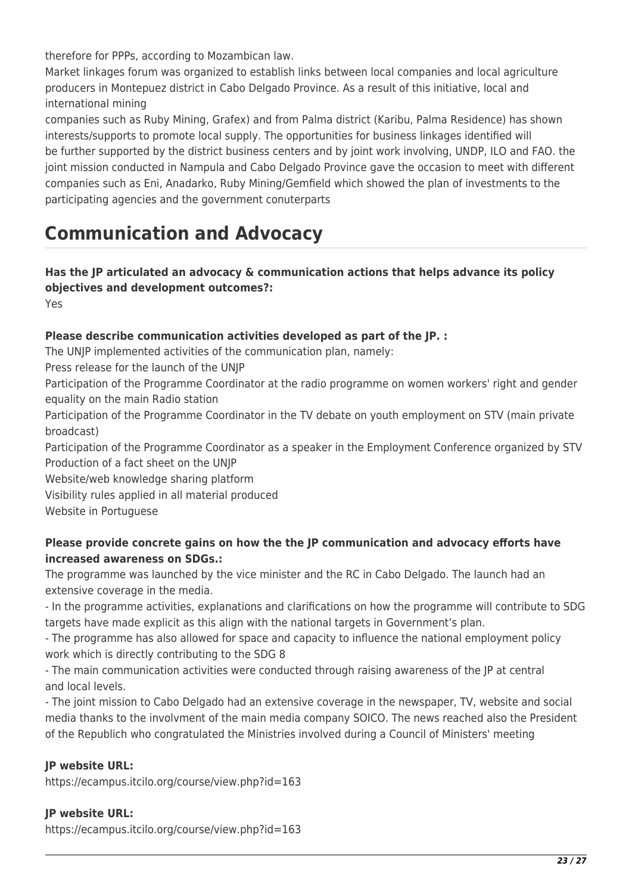therefore for PPPs, according to Mozambican law.

Market linkages forum was organized to establish links between local companies and local agriculture producers in Montepuez district in Cabo Delgado Province. As a result of this initiative, local and international mining companies such as Ruby Mining, Grafex) and from Palma district (Karibu, Palma Residence) has shown interests/supports to promote local supply. The opportunities for business linkages identified will be further supported by the district business centers and by joint work involving, UNDP, ILO and FAO. the joint mission conducted in Nampula and Cabo Delgado Province gave the occasion to meet with different companies such as Eni, Anadarko, Ruby Mining/Gemfield which showed the plan of investments to the participating agencies and the government conuterparts

# Communication and Advocacy

**Has the JP articulated an advocacy & communication actions that helps advance its policy objectives and development outcomes?:**

Yes

**Please describe communication activities developed as part of the JP. :**

The UNJP implemented activities of the communication plan, namely:

Press release for the launch of the UNJP

Participation of the Programme Coordinator at the radio programme on women workers' right and gender equality on the main Radio station

Participation of the Programme Coordinator in the TV debate on youth employment on STV (main private broadcast)

Participation of the Programme Coordinator as a speaker in the Employment Conference organized by STV

Production of a fact sheet on the UNJP

Website/web knowledge sharing platform

Visibility rules applied in all material produced

Website in Portuguese

**Please provide concrete gains on how the the JP communication and advocacy efforts have increased awareness on SDGs.:**

The programme was launched by the vice minister and the RC in Cabo Delgado. The launch had an extensive coverage in the media.

- In the programme activities, explanations and clarifications on how the programme will contribute to SDG targets have made explicit as this align with the national targets in Government's plan.
- The programme has also allowed for space and capacity to influence the national employment policy work which is directly contributing to the SDG 8
- The main communication activities were conducted through raising awareness of the JP at central and local levels.
- The joint mission to Cabo Delgado had an extensive coverage in the newspaper, TV, website and social media thanks to the involvment of the main media company SOICO. The news reached also the President of the Republich who congratulated the Ministries involved during a Council of Ministers' meeting

**JP website URL:**

https://ecampus.itcilo.org/course/view.php?id=163

**JP website URL:**

https://ecampus.itcilo.org/course/view.php?id=163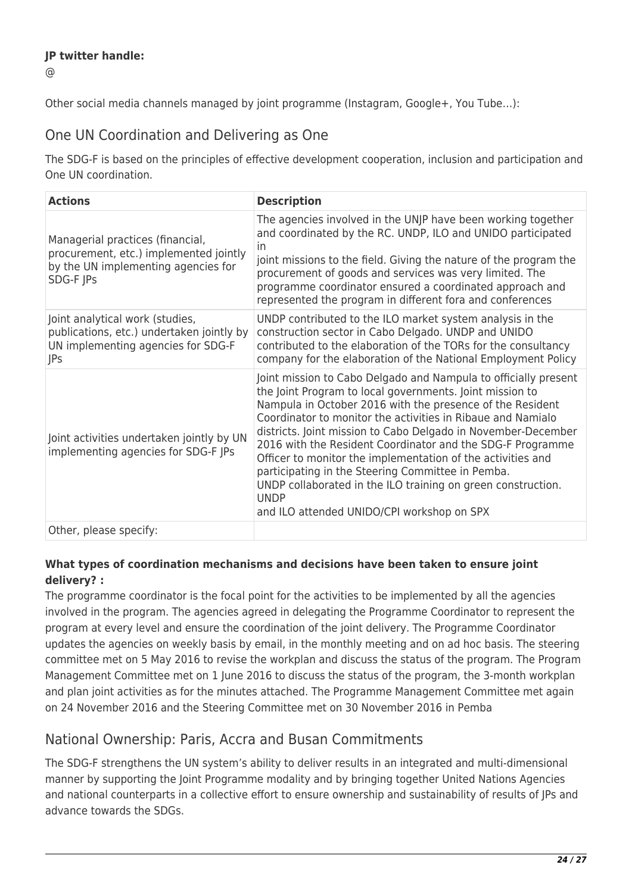**JP twitter handle:**

@

Other social media channels managed by joint programme (Instagram, Google+, You Tube…):

## One UN Coordination and Delivering as One

The SDG-F is based on the principles of effective development cooperation, inclusion and participation and One UN coordination.

| Actions | Description |
| --- | --- |
| Managerial practices (financial, procurement, etc.) implemented jointly by the UN implementing agencies for SDG-F JPs | The agencies involved in the UNJP have been working together and coordinated by the RC. UNDP, ILO and UNIDO participated in joint missions to the field. Giving the nature of the program the procurement of goods and services was very limited. The programme coordinator ensured a coordinated approach and represented the program in different fora and conferences |
| Joint analytical work (studies, publications, etc.) undertaken jointly by UN implementing agencies for SDG-F JPs | UNDP contributed to the ILO market system analysis in the construction sector in Cabo Delgado. UNDP and UNIDO contributed to the elaboration of the TORs for the consultancy company for the elaboration of the National Employment Policy |
| Joint activities undertaken jointly by UN implementing agencies for SDG-F JPs | Joint mission to Cabo Delgado and Nampula to officially present the Joint Program to local governments. Joint mission to Nampula in October 2016 with the presence of the Resident Coordinator to monitor the activities in Ribaue and Namialo districts. Joint mission to Cabo Delgado in November-December 2016 with the Resident Coordinator and the SDG-F Programme Officer to monitor the implementation of the activities and participating in the Steering Committee in Pemba. UNDP collaborated in the ILO training on green construction. UNDP and ILO attended UNIDO/CPI workshop on SPX |
| Other, please specify: | |

**What types of coordination mechanisms and decisions have been taken to ensure joint delivery? :**

The programme coordinator is the focal point for the activities to be implemented by all the agencies involved in the program. The agencies agreed in delegating the Programme Coordinator to represent the program at every level and ensure the coordination of the joint delivery. The Programme Coordinator updates the agencies on weekly basis by email, in the monthly meeting and on ad hoc basis. The steering committee met on 5 May 2016 to revise the workplan and discuss the status of the program. The Program Management Committee met on 1 June 2016 to discuss the status of the program, the 3-month workplan and plan joint activities as for the minutes attached. The Programme Management Committee met again on 24 November 2016 and the Steering Committee met on 30 November 2016 in Pemba

## National Ownership: Paris, Accra and Busan Commitments

The SDG-F strengthens the UN system's ability to deliver results in an integrated and multi-dimensional manner by supporting the Joint Programme modality and by bringing together United Nations Agencies and national counterparts in a collective effort to ensure ownership and sustainability of results of JPs and advance towards the SDGs.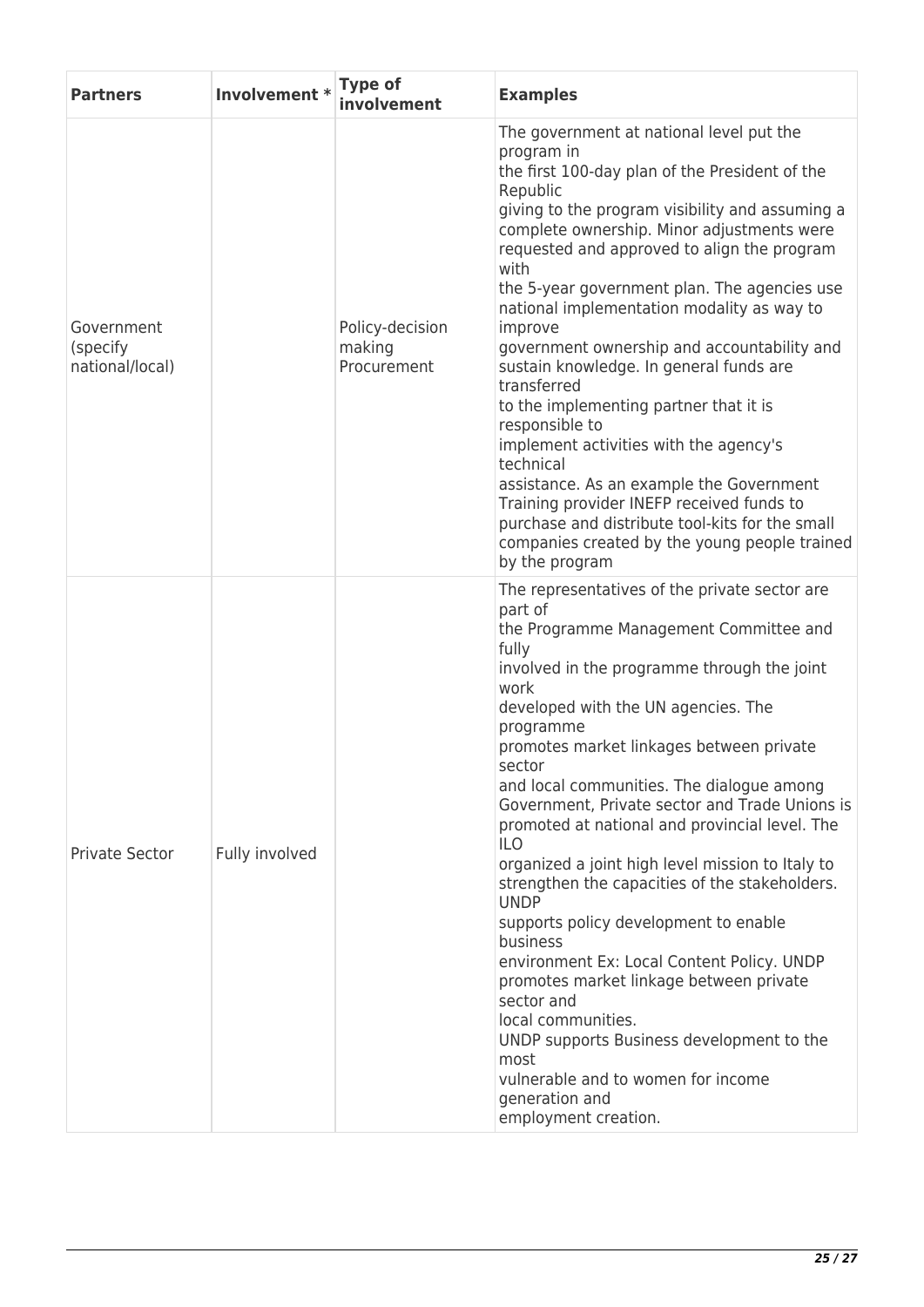| **Partners** | **Involvement \*** | **Type of involvement** | **Examples** |
|---|---|---|---|
| Government (specify national/local) | | Policy-decision making Procurement | The government at national level put the program in the first 100-day plan of the President of the Republic giving to the program visibility and assuming a complete ownership. Minor adjustments were requested and approved to align the program with the 5-year government plan. The agencies use national implementation modality as way to improve government ownership and accountability and sustain knowledge. In general funds are transferred to the implementing partner that it is responsible to implement activities with the agency's technical assistance. As an example the Government Training provider INEFP received funds to purchase and distribute tool-kits for the small companies created by the young people trained by the program |
| Private Sector | Fully involved | | The representatives of the private sector are part of the Programme Management Committee and fully involved in the programme through the joint work developed with the UN agencies. The programme promotes market linkages between private sector and local communities. The dialogue among Government, Private sector and Trade Unions is promoted at national and provincial level. The ILO organized a joint high level mission to Italy to strengthen the capacities of the stakeholders. UNDP supports policy development to enable business environment Ex: Local Content Policy. UNDP promotes market linkage between private sector and local communities. UNDP supports Business development to the most vulnerable and to women for income generation and employment creation. |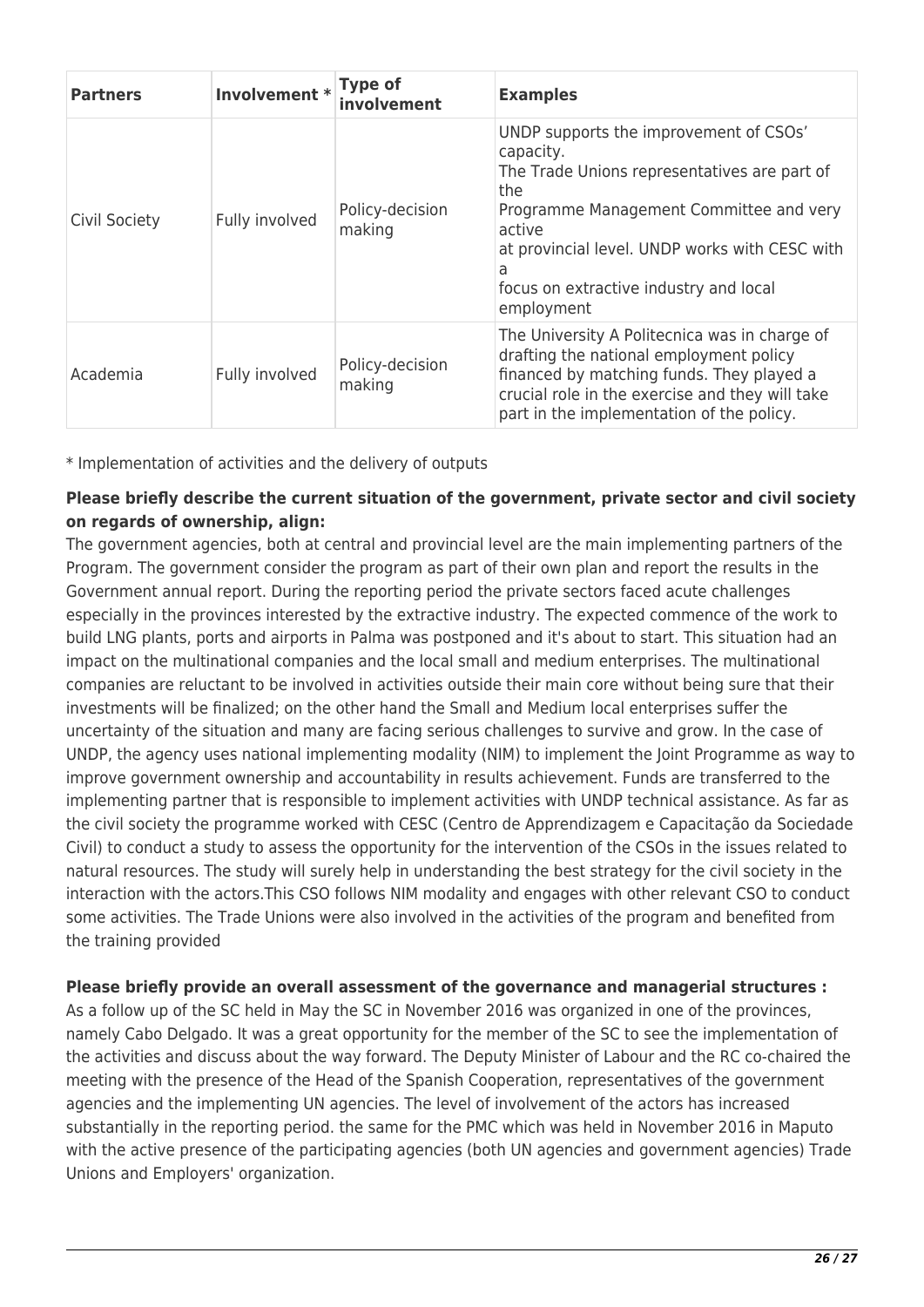| Partners | Involvement * | Type of involvement | Examples |
| --- | --- | --- | --- |
| Civil Society | Fully involved | Policy-decision making | UNDP supports the improvement of CSOs' capacity. The Trade Unions representatives are part of the Programme Management Committee and very active at provincial level. UNDP works with CESC with a focus on extractive industry and local employment |
| Academia | Fully involved | Policy-decision making | The University A Politecnica was in charge of drafting the national employment policy financed by matching funds. They played a crucial role in the exercise and they will take part in the implementation of the policy. |

* Implementation of activities and the delivery of outputs

**Please briefly describe the current situation of the government, private sector and civil society on regards of ownership, align:**

The government agencies, both at central and provincial level are the main implementing partners of the Program. The government consider the program as part of their own plan and report the results in the Government annual report. During the reporting period the private sectors faced acute challenges especially in the provinces interested by the extractive industry. The expected commence of the work to build LNG plants, ports and airports in Palma was postponed and it's about to start. This situation had an impact on the multinational companies and the local small and medium enterprises. The multinational companies are reluctant to be involved in activities outside their main core without being sure that their investments will be finalized; on the other hand the Small and Medium local enterprises suffer the uncertainty of the situation and many are facing serious challenges to survive and grow. In the case of UNDP, the agency uses national implementing modality (NIM) to implement the Joint Programme as way to improve government ownership and accountability in results achievement. Funds are transferred to the implementing partner that is responsible to implement activities with UNDP technical assistance. As far as the civil society the programme worked with CESC (Centro de Apprendizagem e Capacitação da Sociedade Civil) to conduct a study to assess the opportunity for the intervention of the CSOs in the issues related to natural resources. The study will surely help in understanding the best strategy for the civil society in the interaction with the actors.This CSO follows NIM modality and engages with other relevant CSO to conduct some activities. The Trade Unions were also involved in the activities of the program and benefited from the training provided

**Please briefly provide an overall assessment of the governance and managerial structures :**

As a follow up of the SC held in May the SC in November 2016 was organized in one of the provinces, namely Cabo Delgado. It was a great opportunity for the member of the SC to see the implementation of the activities and discuss about the way forward. The Deputy Minister of Labour and the RC co-chaired the meeting with the presence of the Head of the Spanish Cooperation, representatives of the government agencies and the implementing UN agencies. The level of involvement of the actors has increased substantially in the reporting period. the same for the PMC which was held in November 2016 in Maputo with the active presence of the participating agencies (both UN agencies and government agencies) Trade Unions and Employers' organization.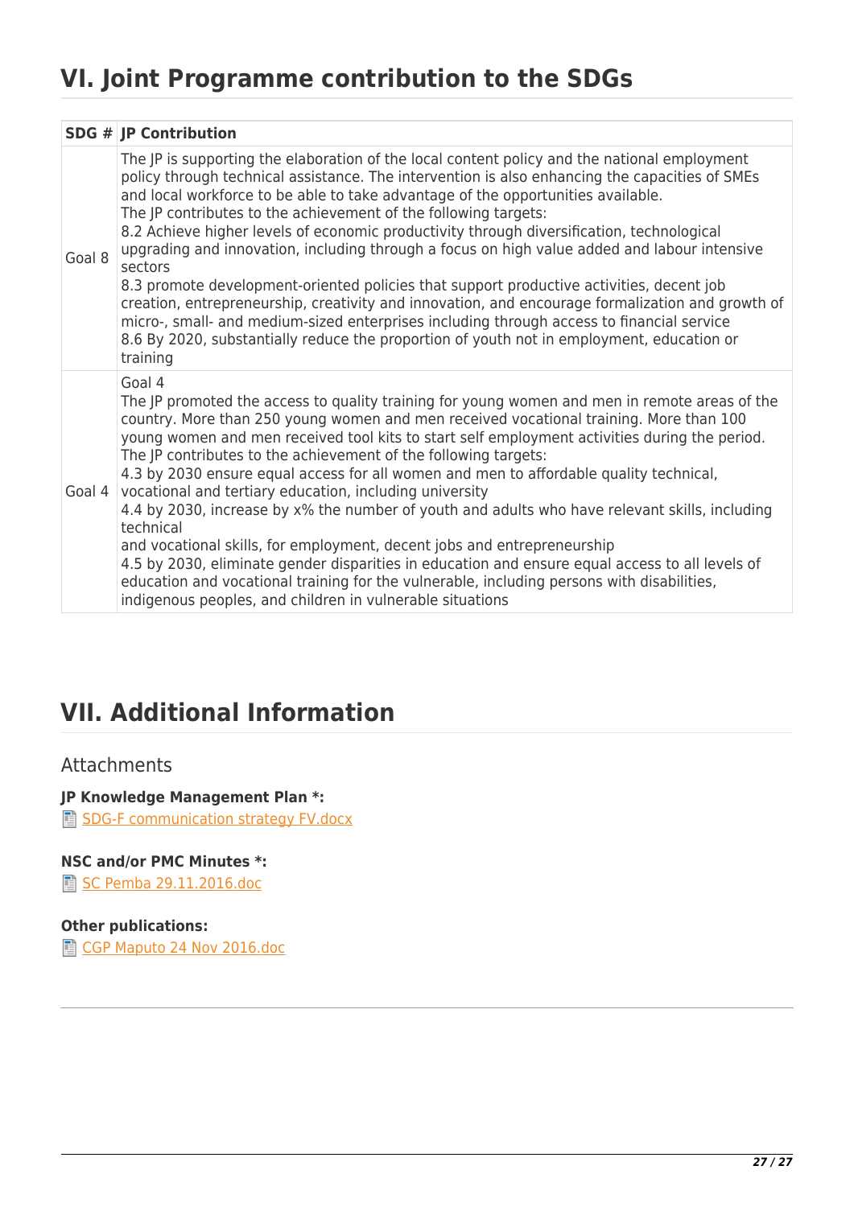# VI. Joint Programme contribution to the SDGs

| SDG # | JP Contribution |
| --- | --- |
| Goal 8 | The JP is supporting the elaboration of the local content policy and the national employment policy through technical assistance. The intervention is also enhancing the capacities of SMEs and local workforce to be able to take advantage of the opportunities available.<br>The JP contributes to the achievement of the following targets:<br>8.2 Achieve higher levels of economic productivity through diversification, technological upgrading and innovation, including through a focus on high value added and labour intensive sectors<br>8.3 promote development-oriented policies that support productive activities, decent job creation, entrepreneurship, creativity and innovation, and encourage formalization and growth of micro-, small- and medium-sized enterprises including through access to financial service<br>8.6 By 2020, substantially reduce the proportion of youth not in employment, education or training |
| Goal 4 | Goal 4<br>The JP promoted the access to quality training for young women and men in remote areas of the country. More than 250 young women and men received vocational training. More than 100 young women and men received tool kits to start self employment activities during the period.<br>The JP contributes to the achievement of the following targets:<br>4.3 by 2030 ensure equal access for all women and men to affordable quality technical, vocational and tertiary education, including university<br>4.4 by 2030, increase by x% the number of youth and adults who have relevant skills, including technical<br>and vocational skills, for employment, decent jobs and entrepreneurship<br>4.5 by 2030, eliminate gender disparities in education and ensure equal access to all levels of education and vocational training for the vulnerable, including persons with disabilities, indigenous peoples, and children in vulnerable situations |

# VII. Additional Information

## Attachments

**JP Knowledge Management Plan *:**
SDG-F communication strategy FV.docx

**NSC and/or PMC Minutes *:**
SC Pemba 29.11.2016.doc

**Other publications:**
CGP Maputo 24 Nov 2016.doc